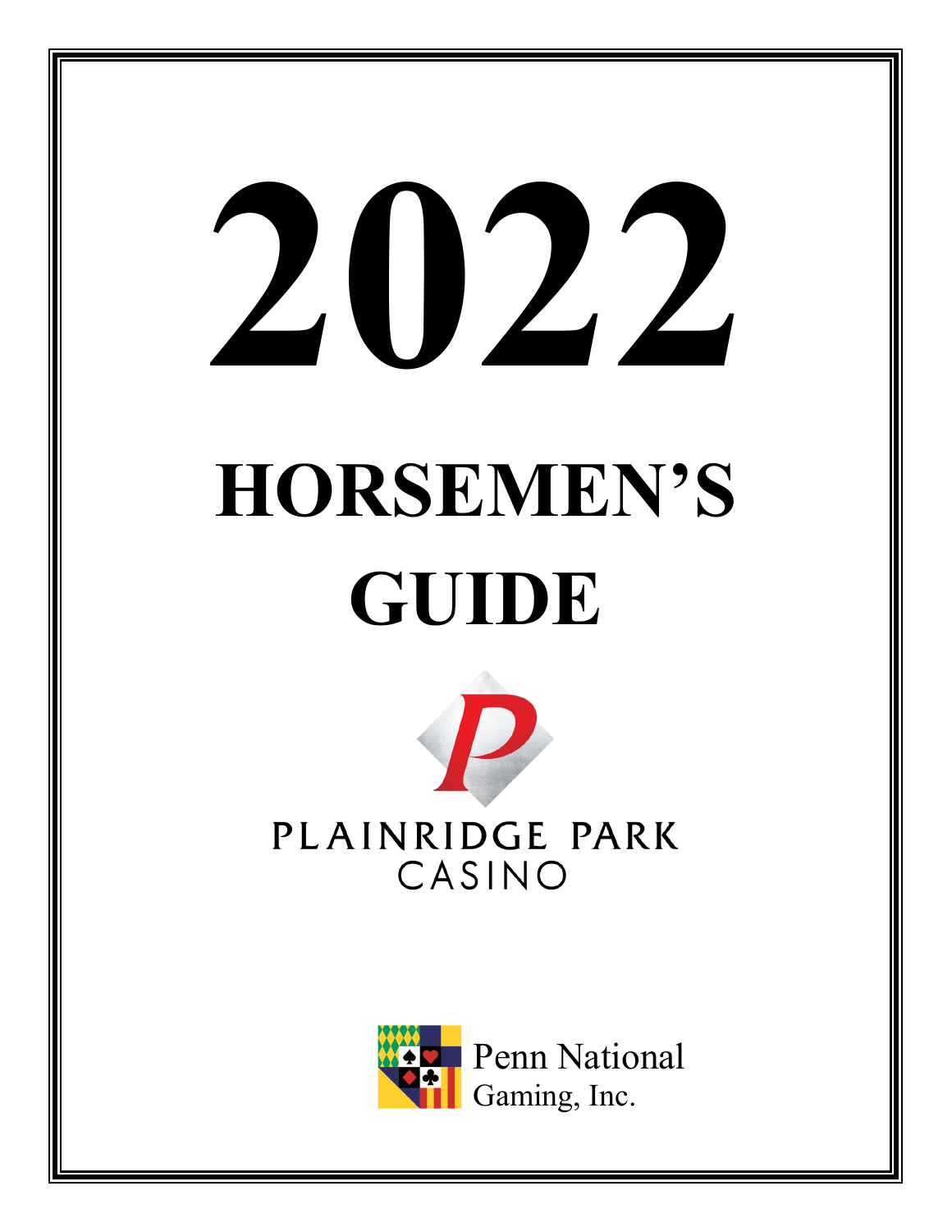# 2022

# HORSEMEN'S GUIDE

PLAINRIDGE PARK CASINO

Penn National Gaming, Inc.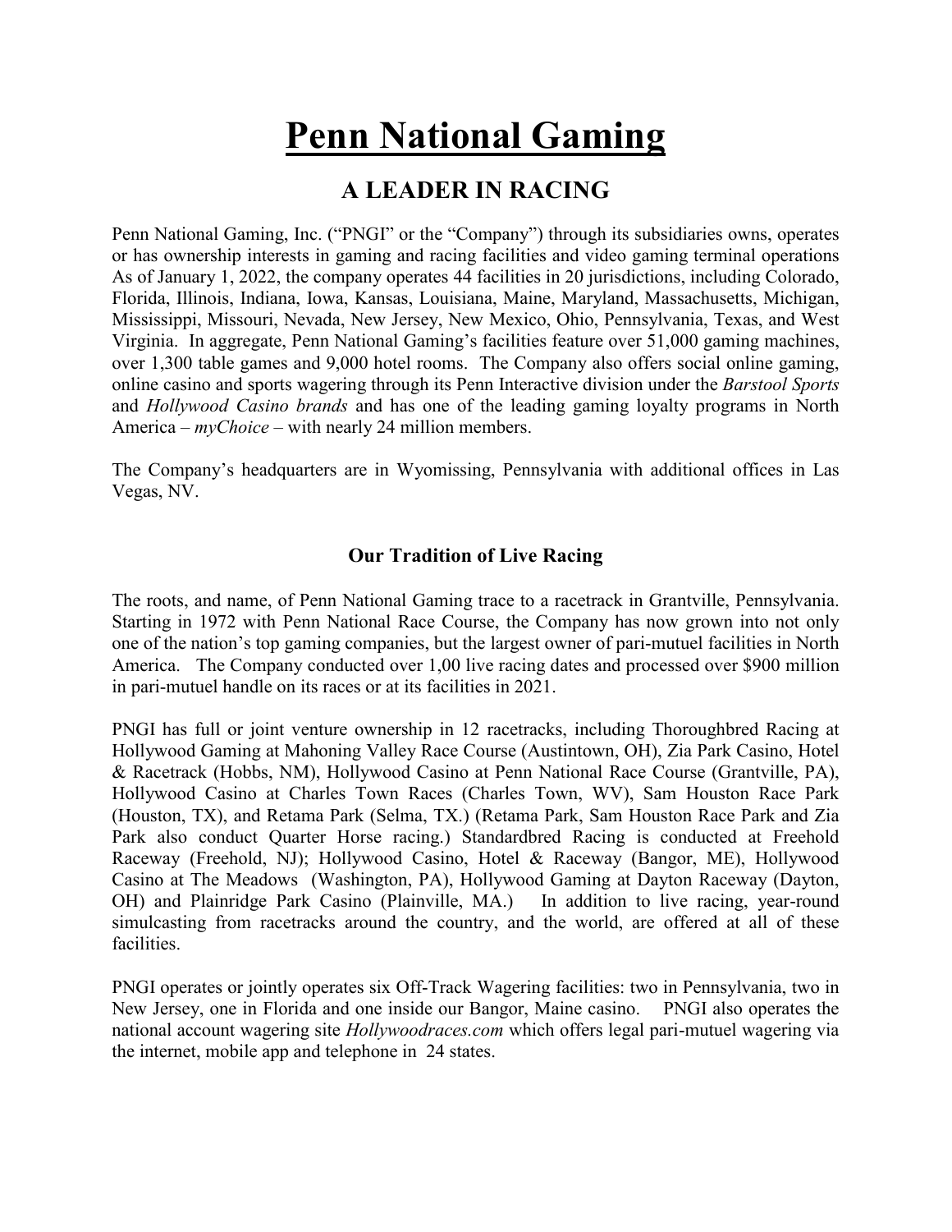# **Penn National Gaming**

## A LEADER IN RACING

Penn National Gaming, Inc. ("PNGI" or the "Company") through its subsidiaries owns, operates or has ownership interests in gaming and racing facilities and video gaming terminal operations As of January 1, 2022, the company operates 44 facilities in 20 jurisdictions, including Colorado, Florida, Illinois, Indiana, Iowa, Kansas, Louisiana, Maine, Maryland, Massachusetts, Michigan, Mississippi, Missouri, Nevada, New Jersey, New Mexico, Ohio, Pennsylvania, Texas, and West Virginia. In aggregate, Penn National Gaming's facilities feature over 51,000 gaming machines, over 1,300 table games and 9,000 hotel rooms. The Company also offers social online gaming, online casino and sports wagering through its Penn Interactive division under the *Barstool Sports* and *Hollywood Casino brands* and has one of the leading gaming loyalty programs in North America – *myChoice* – with nearly 24 million members.

The Company's headquarters are in Wyomissing, Pennsylvania with additional offices in Las Vegas, NV.

### Our Tradition of Live Racing

The roots, and name, of Penn National Gaming trace to a racetrack in Grantville, Pennsylvania. Starting in 1972 with Penn National Race Course, the Company has now grown into not only one of the nation's top gaming companies, but the largest owner of pari-mutuel facilities in North America. The Company conducted over 1,00 live racing dates and processed over $900 million in pari-mutuel handle on its races or at its facilities in 2021.

PNGI has full or joint venture ownership in 12 racetracks, including Thoroughbred Racing at Hollywood Gaming at Mahoning Valley Race Course (Austintown, OH), Zia Park Casino, Hotel & Racetrack (Hobbs, NM), Hollywood Casino at Penn National Race Course (Grantville, PA), Hollywood Casino at Charles Town Races (Charles Town, WV), Sam Houston Race Park (Houston, TX), and Retama Park (Selma, TX.) (Retama Park, Sam Houston Race Park and Zia Park also conduct Quarter Horse racing.) Standardbred Racing is conducted at Freehold Raceway (Freehold, NJ); Hollywood Casino, Hotel & Raceway (Bangor, ME), Hollywood Casino at The Meadows (Washington, PA), Hollywood Gaming at Dayton Raceway (Dayton, OH) and Plainridge Park Casino (Plainville, MA.) In addition to live racing, year-round simulcasting from racetracks around the country, and the world, are offered at all of these facilities.

PNGI operates or jointly operates six Off-Track Wagering facilities: two in Pennsylvania, two in New Jersey, one in Florida and one inside our Bangor, Maine casino. PNGI also operates the national account wagering site *Hollywoodraces.com* which offers legal pari-mutuel wagering via the internet, mobile app and telephone in 24 states.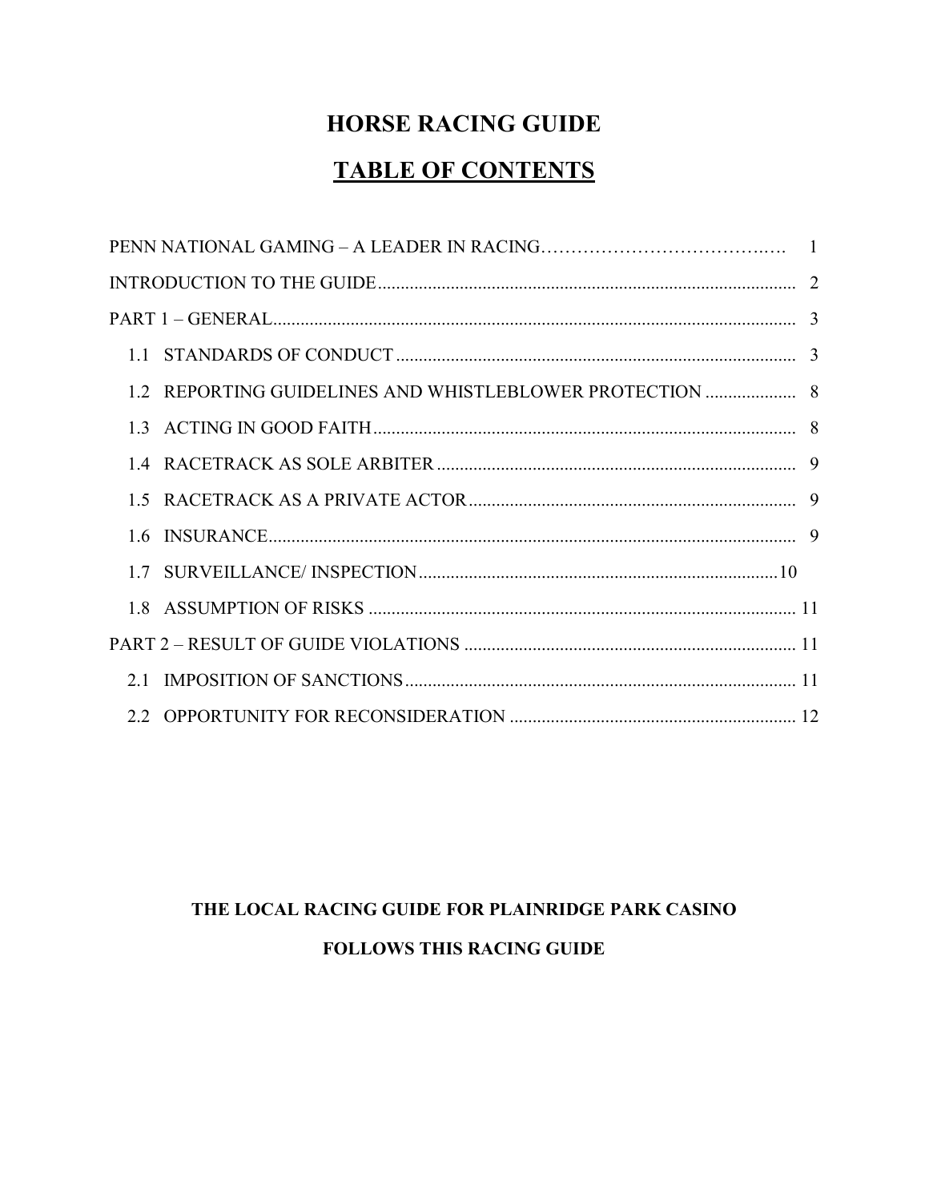# HORSE RACING GUIDE

## TABLE OF CONTENTS

PENN NATIONAL GAMING – A LEADER IN RACING ........ 1

INTRODUCTION TO THE GUIDE ........ 2

PART 1 – GENERAL ........ 3

- 1.1 STANDARDS OF CONDUCT ........ 3
- 1.2 REPORTING GUIDELINES AND WHISTLEBLOWER PROTECTION ........ 8
- 1.3 ACTING IN GOOD FAITH ........ 8
- 1.4 RACETRACK AS SOLE ARBITER ........ 9
- 1.5 RACETRACK AS A PRIVATE ACTOR ........ 9
- 1.6 INSURANCE ........ 9
- 1.7 SURVEILLANCE/ INSPECTION ........ 10
- 1.8 ASSUMPTION OF RISKS ........ 11

PART 2 – RESULT OF GUIDE VIOLATIONS ........ 11

- 2.1 IMPOSITION OF SANCTIONS ........ 11
- 2.2 OPPORTUNITY FOR RECONSIDERATION ........ 12

**THE LOCAL RACING GUIDE FOR PLAINRIDGE PARK CASINO**

**FOLLOWS THIS RACING GUIDE**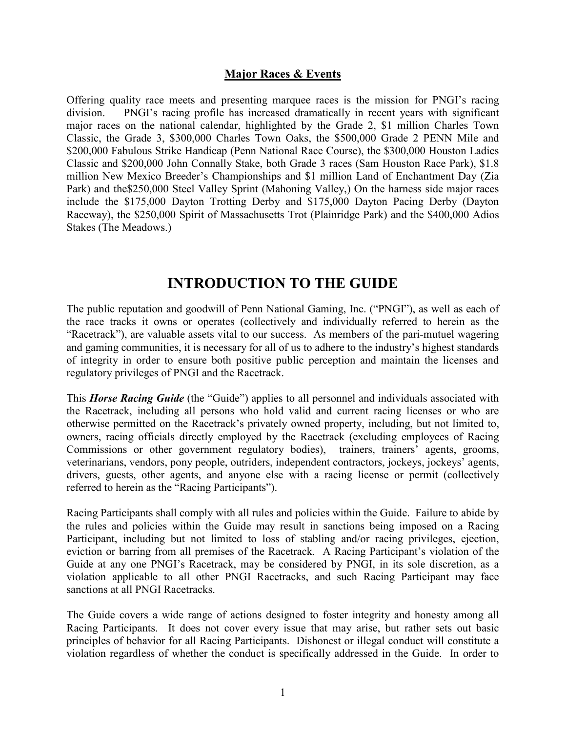**Major Races & Events**

Offering quality race meets and presenting marquee races is the mission for PNGI's racing division. PNGI's racing profile has increased dramatically in recent years with significant major races on the national calendar, highlighted by the Grade 2, $1 million Charles Town Classic, the Grade 3, $300,000 Charles Town Oaks, the $500,000 Grade 2 PENN Mile and $200,000 Fabulous Strike Handicap (Penn National Race Course), the $300,000 Houston Ladies Classic and $200,000 John Connally Stake, both Grade 3 races (Sam Houston Race Park), $1.8 million New Mexico Breeder's Championships and $1 million Land of Enchantment Day (Zia Park) and the$250,000 Steel Valley Sprint (Mahoning Valley,) On the harness side major races include the $175,000 Dayton Trotting Derby and $175,000 Dayton Pacing Derby (Dayton Raceway), the $250,000 Spirit of Massachusetts Trot (Plainridge Park) and the $400,000 Adios Stakes (The Meadows.)

# INTRODUCTION TO THE GUIDE

The public reputation and goodwill of Penn National Gaming, Inc. ("PNGI"), as well as each of the race tracks it owns or operates (collectively and individually referred to herein as the "Racetrack"), are valuable assets vital to our success. As members of the pari-mutuel wagering and gaming communities, it is necessary for all of us to adhere to the industry's highest standards of integrity in order to ensure both positive public perception and maintain the licenses and regulatory privileges of PNGI and the Racetrack.

This ***Horse Racing Guide*** (the "Guide") applies to all personnel and individuals associated with the Racetrack, including all persons who hold valid and current racing licenses or who are otherwise permitted on the Racetrack's privately owned property, including, but not limited to, owners, racing officials directly employed by the Racetrack (excluding employees of Racing Commissions or other government regulatory bodies), trainers, trainers' agents, grooms, veterinarians, vendors, pony people, outriders, independent contractors, jockeys, jockeys' agents, drivers, guests, other agents, and anyone else with a racing license or permit (collectively referred to herein as the "Racing Participants").

Racing Participants shall comply with all rules and policies within the Guide. Failure to abide by the rules and policies within the Guide may result in sanctions being imposed on a Racing Participant, including but not limited to loss of stabling and/or racing privileges, ejection, eviction or barring from all premises of the Racetrack. A Racing Participant's violation of the Guide at any one PNGI's Racetrack, may be considered by PNGI, in its sole discretion, as a violation applicable to all other PNGI Racetracks, and such Racing Participant may face sanctions at all PNGI Racetracks.

The Guide covers a wide range of actions designed to foster integrity and honesty among all Racing Participants. It does not cover every issue that may arise, but rather sets out basic principles of behavior for all Racing Participants. Dishonest or illegal conduct will constitute a violation regardless of whether the conduct is specifically addressed in the Guide. In order to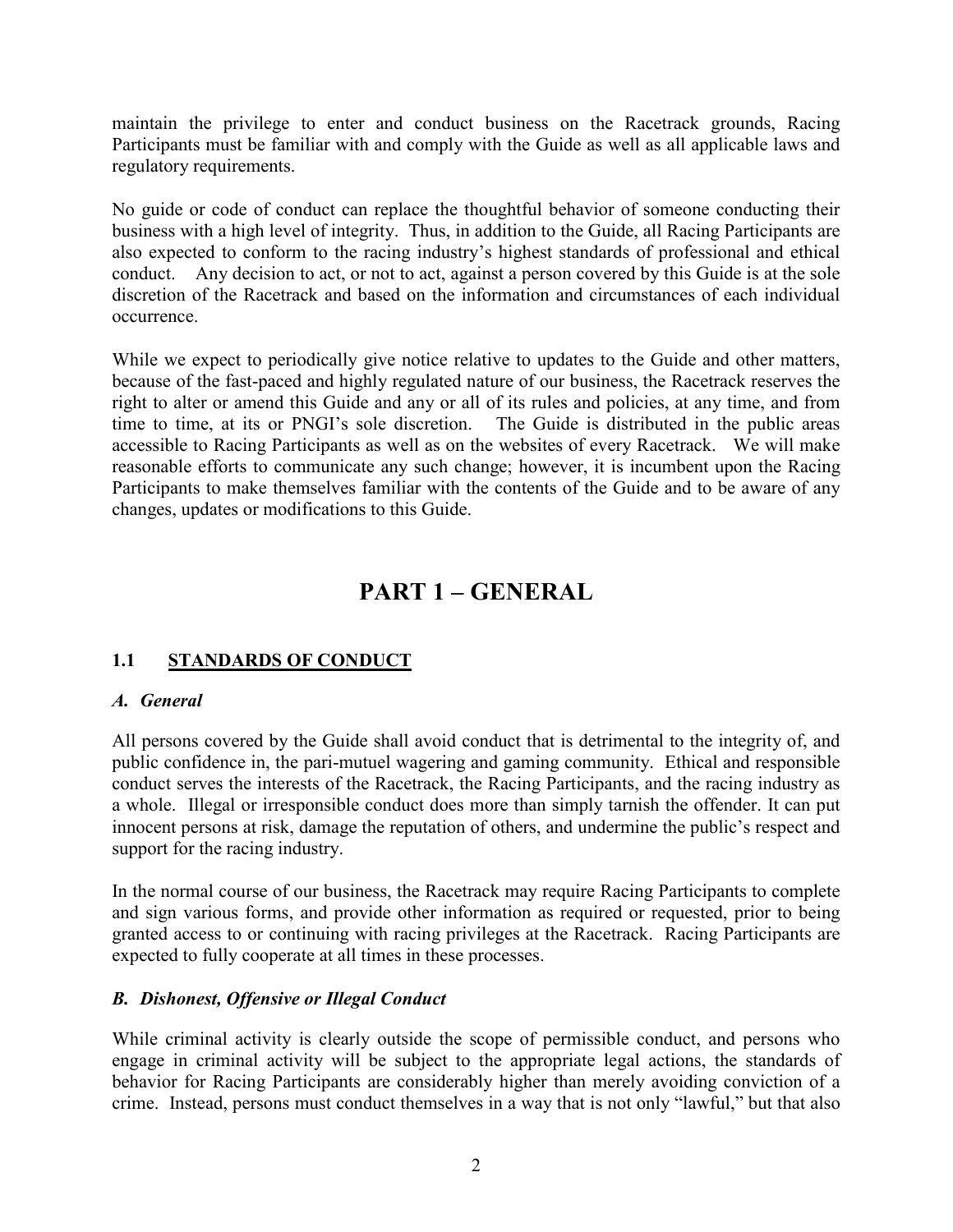maintain the privilege to enter and conduct business on the Racetrack grounds, Racing Participants must be familiar with and comply with the Guide as well as all applicable laws and regulatory requirements.

No guide or code of conduct can replace the thoughtful behavior of someone conducting their business with a high level of integrity. Thus, in addition to the Guide, all Racing Participants are also expected to conform to the racing industry's highest standards of professional and ethical conduct. Any decision to act, or not to act, against a person covered by this Guide is at the sole discretion of the Racetrack and based on the information and circumstances of each individual occurrence.

While we expect to periodically give notice relative to updates to the Guide and other matters, because of the fast-paced and highly regulated nature of our business, the Racetrack reserves the right to alter or amend this Guide and any or all of its rules and policies, at any time, and from time to time, at its or PNGI's sole discretion. The Guide is distributed in the public areas accessible to Racing Participants as well as on the websites of every Racetrack. We will make reasonable efforts to communicate any such change; however, it is incumbent upon the Racing Participants to make themselves familiar with the contents of the Guide and to be aware of any changes, updates or modifications to this Guide.

# PART 1 – GENERAL

## 1.1 STANDARDS OF CONDUCT

### *A. General*

All persons covered by the Guide shall avoid conduct that is detrimental to the integrity of, and public confidence in, the pari-mutuel wagering and gaming community. Ethical and responsible conduct serves the interests of the Racetrack, the Racing Participants, and the racing industry as a whole. Illegal or irresponsible conduct does more than simply tarnish the offender. It can put innocent persons at risk, damage the reputation of others, and undermine the public's respect and support for the racing industry.

In the normal course of our business, the Racetrack may require Racing Participants to complete and sign various forms, and provide other information as required or requested, prior to being granted access to or continuing with racing privileges at the Racetrack. Racing Participants are expected to fully cooperate at all times in these processes.

### *B. Dishonest, Offensive or Illegal Conduct*

While criminal activity is clearly outside the scope of permissible conduct, and persons who engage in criminal activity will be subject to the appropriate legal actions, the standards of behavior for Racing Participants are considerably higher than merely avoiding conviction of a crime. Instead, persons must conduct themselves in a way that is not only "lawful," but that also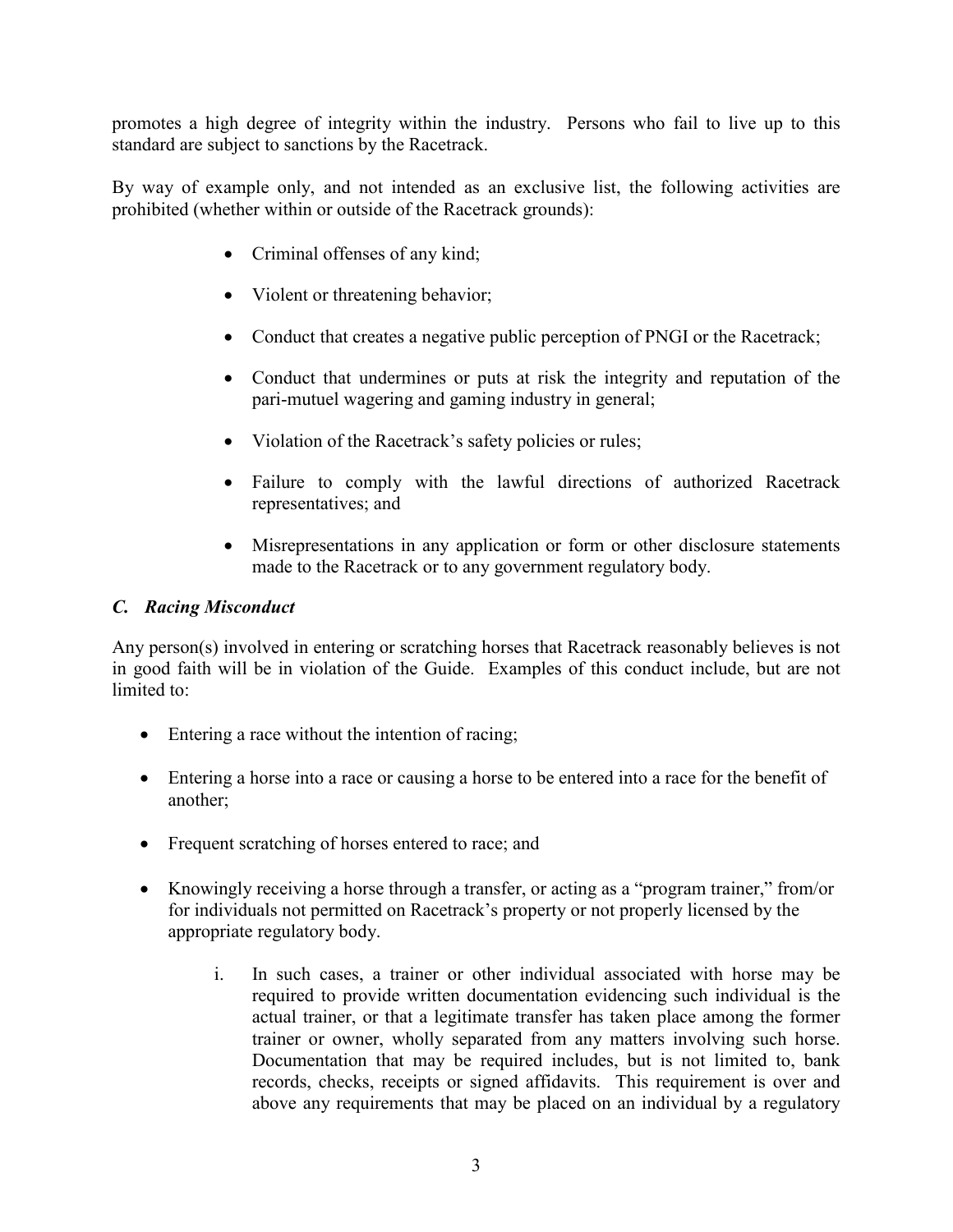promotes a high degree of integrity within the industry. Persons who fail to live up to this standard are subject to sanctions by the Racetrack.

By way of example only, and not intended as an exclusive list, the following activities are prohibited (whether within or outside of the Racetrack grounds):

- Criminal offenses of any kind;
- Violent or threatening behavior;
- Conduct that creates a negative public perception of PNGI or the Racetrack;
- Conduct that undermines or puts at risk the integrity and reputation of the pari-mutuel wagering and gaming industry in general;
- Violation of the Racetrack's safety policies or rules;
- Failure to comply with the lawful directions of authorized Racetrack representatives; and
- Misrepresentations in any application or form or other disclosure statements made to the Racetrack or to any government regulatory body.

### *C. Racing Misconduct*

Any person(s) involved in entering or scratching horses that Racetrack reasonably believes is not in good faith will be in violation of the Guide. Examples of this conduct include, but are not limited to:

- Entering a race without the intention of racing;
- Entering a horse into a race or causing a horse to be entered into a race for the benefit of another;
- Frequent scratching of horses entered to race; and
- Knowingly receiving a horse through a transfer, or acting as a "program trainer," from/or for individuals not permitted on Racetrack's property or not properly licensed by the appropriate regulatory body.
    i. In such cases, a trainer or other individual associated with horse may be required to provide written documentation evidencing such individual is the actual trainer, or that a legitimate transfer has taken place among the former trainer or owner, wholly separated from any matters involving such horse. Documentation that may be required includes, but is not limited to, bank records, checks, receipts or signed affidavits. This requirement is over and above any requirements that may be placed on an individual by a regulatory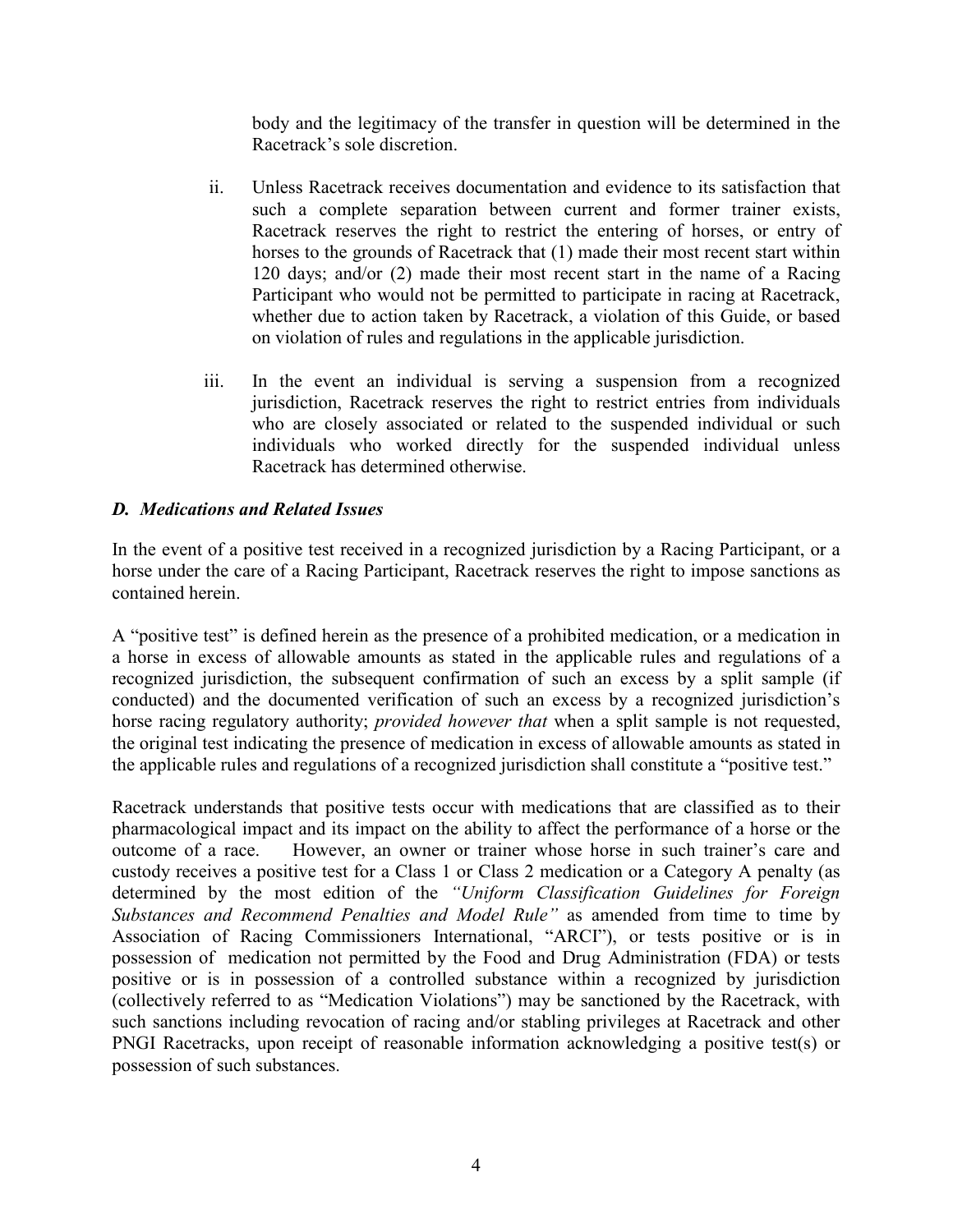body and the legitimacy of the transfer in question will be determined in the Racetrack's sole discretion.

ii. Unless Racetrack receives documentation and evidence to its satisfaction that such a complete separation between current and former trainer exists, Racetrack reserves the right to restrict the entering of horses, or entry of horses to the grounds of Racetrack that (1) made their most recent start within 120 days; and/or (2) made their most recent start in the name of a Racing Participant who would not be permitted to participate in racing at Racetrack, whether due to action taken by Racetrack, a violation of this Guide, or based on violation of rules and regulations in the applicable jurisdiction.

iii. In the event an individual is serving a suspension from a recognized jurisdiction, Racetrack reserves the right to restrict entries from individuals who are closely associated or related to the suspended individual or such individuals who worked directly for the suspended individual unless Racetrack has determined otherwise.

### *D. Medications and Related Issues*

In the event of a positive test received in a recognized jurisdiction by a Racing Participant, or a horse under the care of a Racing Participant, Racetrack reserves the right to impose sanctions as contained herein.

A "positive test" is defined herein as the presence of a prohibited medication, or a medication in a horse in excess of allowable amounts as stated in the applicable rules and regulations of a recognized jurisdiction, the subsequent confirmation of such an excess by a split sample (if conducted) and the documented verification of such an excess by a recognized jurisdiction's horse racing regulatory authority; *provided however that* when a split sample is not requested, the original test indicating the presence of medication in excess of allowable amounts as stated in the applicable rules and regulations of a recognized jurisdiction shall constitute a "positive test."

Racetrack understands that positive tests occur with medications that are classified as to their pharmacological impact and its impact on the ability to affect the performance of a horse or the outcome of a race. However, an owner or trainer whose horse in such trainer's care and custody receives a positive test for a Class 1 or Class 2 medication or a Category A penalty (as determined by the most edition of the *"Uniform Classification Guidelines for Foreign Substances and Recommend Penalties and Model Rule"* as amended from time to time by Association of Racing Commissioners International, "ARCI"), or tests positive or is in possession of medication not permitted by the Food and Drug Administration (FDA) or tests positive or is in possession of a controlled substance within a recognized by jurisdiction (collectively referred to as "Medication Violations") may be sanctioned by the Racetrack, with such sanctions including revocation of racing and/or stabling privileges at Racetrack and other PNGI Racetracks, upon receipt of reasonable information acknowledging a positive test(s) or possession of such substances.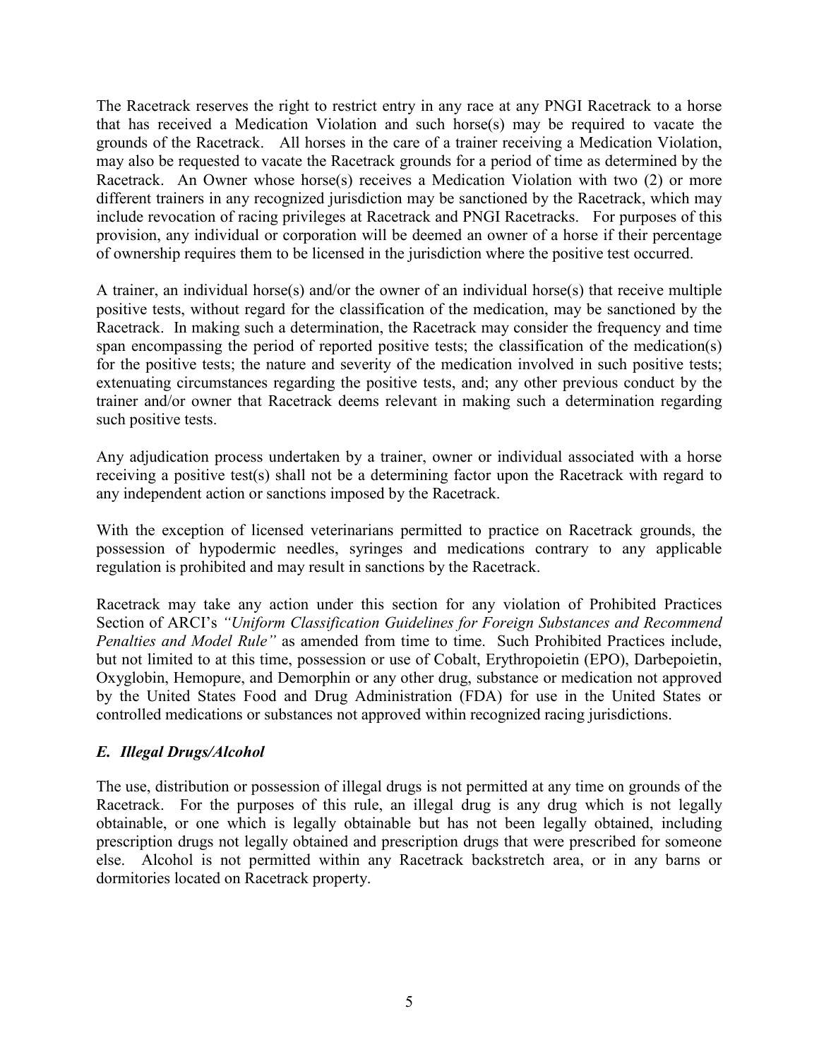The Racetrack reserves the right to restrict entry in any race at any PNGI Racetrack to a horse that has received a Medication Violation and such horse(s) may be required to vacate the grounds of the Racetrack. All horses in the care of a trainer receiving a Medication Violation, may also be requested to vacate the Racetrack grounds for a period of time as determined by the Racetrack. An Owner whose horse(s) receives a Medication Violation with two (2) or more different trainers in any recognized jurisdiction may be sanctioned by the Racetrack, which may include revocation of racing privileges at Racetrack and PNGI Racetracks. For purposes of this provision, any individual or corporation will be deemed an owner of a horse if their percentage of ownership requires them to be licensed in the jurisdiction where the positive test occurred.

A trainer, an individual horse(s) and/or the owner of an individual horse(s) that receive multiple positive tests, without regard for the classification of the medication, may be sanctioned by the Racetrack. In making such a determination, the Racetrack may consider the frequency and time span encompassing the period of reported positive tests; the classification of the medication(s) for the positive tests; the nature and severity of the medication involved in such positive tests; extenuating circumstances regarding the positive tests, and; any other previous conduct by the trainer and/or owner that Racetrack deems relevant in making such a determination regarding such positive tests.

Any adjudication process undertaken by a trainer, owner or individual associated with a horse receiving a positive test(s) shall not be a determining factor upon the Racetrack with regard to any independent action or sanctions imposed by the Racetrack.

With the exception of licensed veterinarians permitted to practice on Racetrack grounds, the possession of hypodermic needles, syringes and medications contrary to any applicable regulation is prohibited and may result in sanctions by the Racetrack.

Racetrack may take any action under this section for any violation of Prohibited Practices Section of ARCI's *"Uniform Classification Guidelines for Foreign Substances and Recommend Penalties and Model Rule"* as amended from time to time. Such Prohibited Practices include, but not limited to at this time, possession or use of Cobalt, Erythropoietin (EPO), Darbepoietin, Oxyglobin, Hemopure, and Demorphin or any other drug, substance or medication not approved by the United States Food and Drug Administration (FDA) for use in the United States or controlled medications or substances not approved within recognized racing jurisdictions.

### *E. Illegal Drugs/Alcohol*

The use, distribution or possession of illegal drugs is not permitted at any time on grounds of the Racetrack. For the purposes of this rule, an illegal drug is any drug which is not legally obtainable, or one which is legally obtainable but has not been legally obtained, including prescription drugs not legally obtained and prescription drugs that were prescribed for someone else. Alcohol is not permitted within any Racetrack backstretch area, or in any barns or dormitories located on Racetrack property.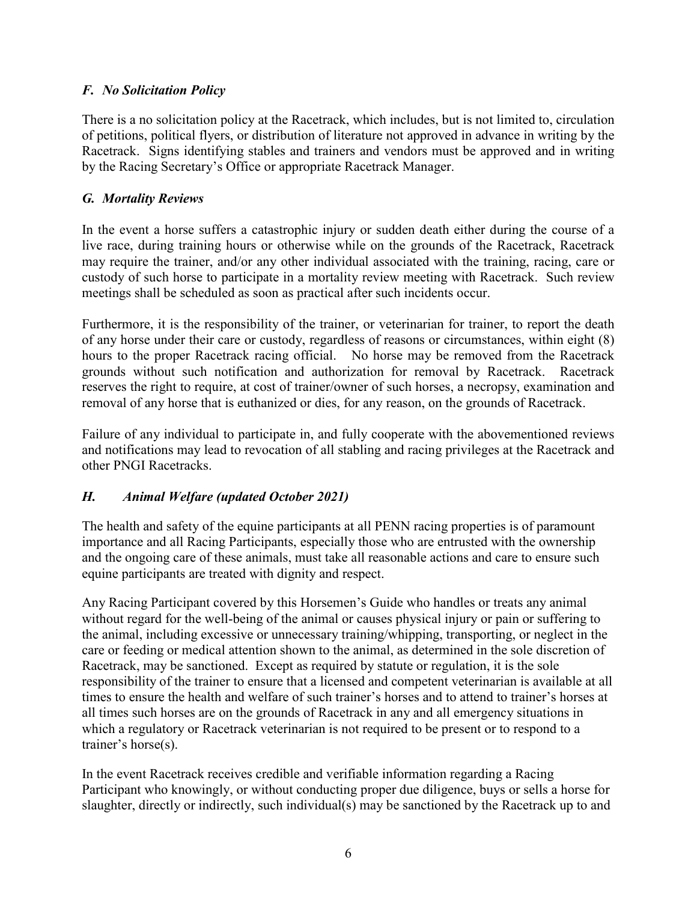### *F. No Solicitation Policy*

There is a no solicitation policy at the Racetrack, which includes, but is not limited to, circulation of petitions, political flyers, or distribution of literature not approved in advance in writing by the Racetrack. Signs identifying stables and trainers and vendors must be approved and in writing by the Racing Secretary's Office or appropriate Racetrack Manager.

### *G. Mortality Reviews*

In the event a horse suffers a catastrophic injury or sudden death either during the course of a live race, during training hours or otherwise while on the grounds of the Racetrack, Racetrack may require the trainer, and/or any other individual associated with the training, racing, care or custody of such horse to participate in a mortality review meeting with Racetrack. Such review meetings shall be scheduled as soon as practical after such incidents occur.

Furthermore, it is the responsibility of the trainer, or veterinarian for trainer, to report the death of any horse under their care or custody, regardless of reasons or circumstances, within eight (8) hours to the proper Racetrack racing official. No horse may be removed from the Racetrack grounds without such notification and authorization for removal by Racetrack. Racetrack reserves the right to require, at cost of trainer/owner of such horses, a necropsy, examination and removal of any horse that is euthanized or dies, for any reason, on the grounds of Racetrack.

Failure of any individual to participate in, and fully cooperate with the abovementioned reviews and notifications may lead to revocation of all stabling and racing privileges at the Racetrack and other PNGI Racetracks.

### *H. Animal Welfare (updated October 2021)*

The health and safety of the equine participants at all PENN racing properties is of paramount importance and all Racing Participants, especially those who are entrusted with the ownership and the ongoing care of these animals, must take all reasonable actions and care to ensure such equine participants are treated with dignity and respect.

Any Racing Participant covered by this Horsemen's Guide who handles or treats any animal without regard for the well-being of the animal or causes physical injury or pain or suffering to the animal, including excessive or unnecessary training/whipping, transporting, or neglect in the care or feeding or medical attention shown to the animal, as determined in the sole discretion of Racetrack, may be sanctioned. Except as required by statute or regulation, it is the sole responsibility of the trainer to ensure that a licensed and competent veterinarian is available at all times to ensure the health and welfare of such trainer's horses and to attend to trainer's horses at all times such horses are on the grounds of Racetrack in any and all emergency situations in which a regulatory or Racetrack veterinarian is not required to be present or to respond to a trainer's horse(s).

In the event Racetrack receives credible and verifiable information regarding a Racing Participant who knowingly, or without conducting proper due diligence, buys or sells a horse for slaughter, directly or indirectly, such individual(s) may be sanctioned by the Racetrack up to and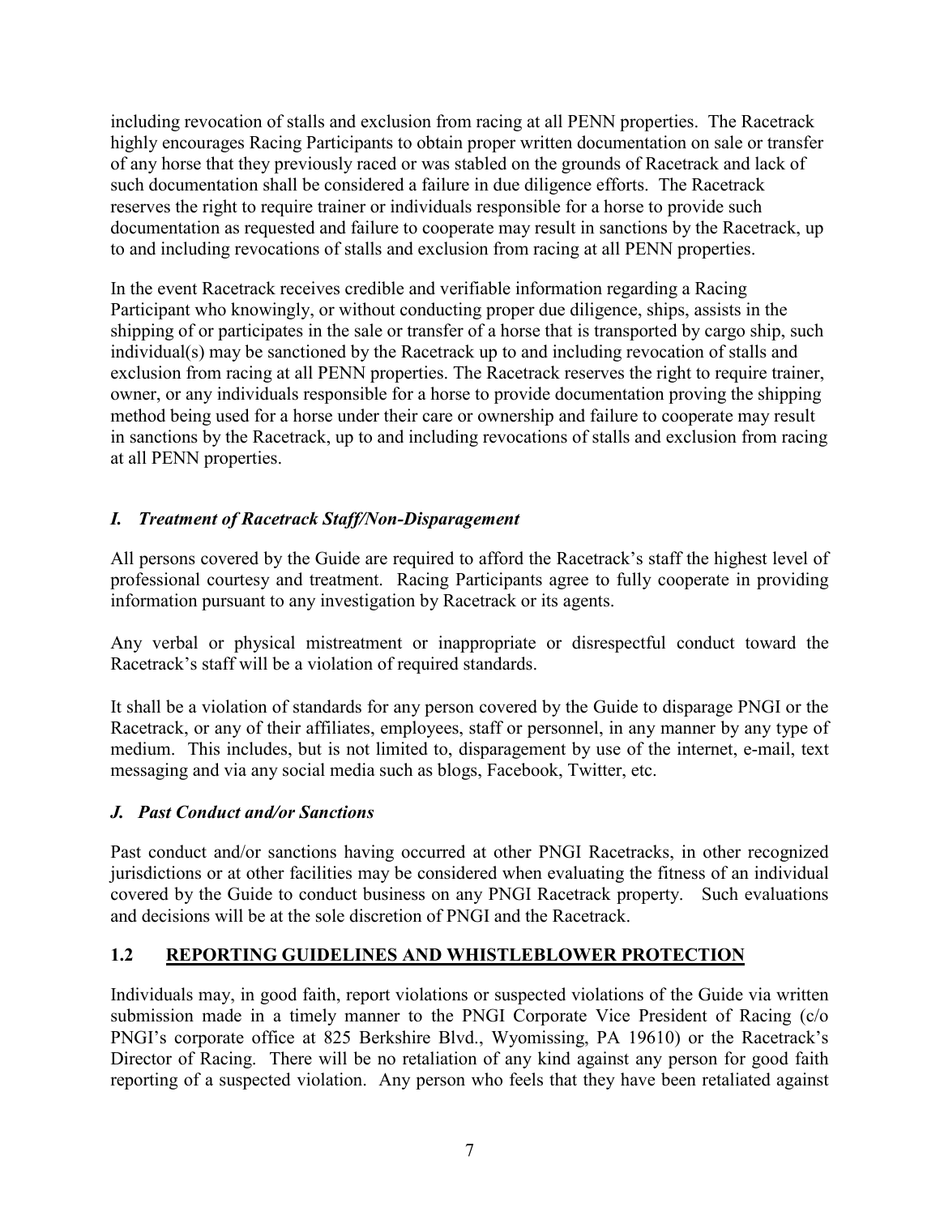including revocation of stalls and exclusion from racing at all PENN properties. The Racetrack highly encourages Racing Participants to obtain proper written documentation on sale or transfer of any horse that they previously raced or was stabled on the grounds of Racetrack and lack of such documentation shall be considered a failure in due diligence efforts. The Racetrack reserves the right to require trainer or individuals responsible for a horse to provide such documentation as requested and failure to cooperate may result in sanctions by the Racetrack, up to and including revocations of stalls and exclusion from racing at all PENN properties.

In the event Racetrack receives credible and verifiable information regarding a Racing Participant who knowingly, or without conducting proper due diligence, ships, assists in the shipping of or participates in the sale or transfer of a horse that is transported by cargo ship, such individual(s) may be sanctioned by the Racetrack up to and including revocation of stalls and exclusion from racing at all PENN properties. The Racetrack reserves the right to require trainer, owner, or any individuals responsible for a horse to provide documentation proving the shipping method being used for a horse under their care or ownership and failure to cooperate may result in sanctions by the Racetrack, up to and including revocations of stalls and exclusion from racing at all PENN properties.

### *I. Treatment of Racetrack Staff/Non-Disparagement*

All persons covered by the Guide are required to afford the Racetrack's staff the highest level of professional courtesy and treatment. Racing Participants agree to fully cooperate in providing information pursuant to any investigation by Racetrack or its agents.

Any verbal or physical mistreatment or inappropriate or disrespectful conduct toward the Racetrack's staff will be a violation of required standards.

It shall be a violation of standards for any person covered by the Guide to disparage PNGI or the Racetrack, or any of their affiliates, employees, staff or personnel, in any manner by any type of medium. This includes, but is not limited to, disparagement by use of the internet, e-mail, text messaging and via any social media such as blogs, Facebook, Twitter, etc.

### *J. Past Conduct and/or Sanctions*

Past conduct and/or sanctions having occurred at other PNGI Racetracks, in other recognized jurisdictions or at other facilities may be considered when evaluating the fitness of an individual covered by the Guide to conduct business on any PNGI Racetrack property. Such evaluations and decisions will be at the sole discretion of PNGI and the Racetrack.

## 1.2 REPORTING GUIDELINES AND WHISTLEBLOWER PROTECTION

Individuals may, in good faith, report violations or suspected violations of the Guide via written submission made in a timely manner to the PNGI Corporate Vice President of Racing (c/o PNGI's corporate office at 825 Berkshire Blvd., Wyomissing, PA 19610) or the Racetrack's Director of Racing. There will be no retaliation of any kind against any person for good faith reporting of a suspected violation. Any person who feels that they have been retaliated against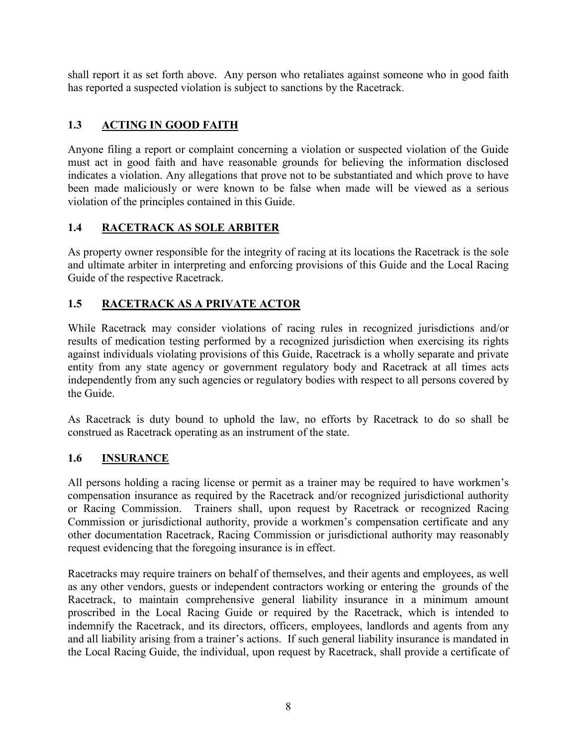shall report it as set forth above. Any person who retaliates against someone who in good faith has reported a suspected violation is subject to sanctions by the Racetrack.

## 1.3 ACTING IN GOOD FAITH

Anyone filing a report or complaint concerning a violation or suspected violation of the Guide must act in good faith and have reasonable grounds for believing the information disclosed indicates a violation. Any allegations that prove not to be substantiated and which prove to have been made maliciously or were known to be false when made will be viewed as a serious violation of the principles contained in this Guide.

## 1.4 RACETRACK AS SOLE ARBITER

As property owner responsible for the integrity of racing at its locations the Racetrack is the sole and ultimate arbiter in interpreting and enforcing provisions of this Guide and the Local Racing Guide of the respective Racetrack.

## 1.5 RACETRACK AS A PRIVATE ACTOR

While Racetrack may consider violations of racing rules in recognized jurisdictions and/or results of medication testing performed by a recognized jurisdiction when exercising its rights against individuals violating provisions of this Guide, Racetrack is a wholly separate and private entity from any state agency or government regulatory body and Racetrack at all times acts independently from any such agencies or regulatory bodies with respect to all persons covered by the Guide.

As Racetrack is duty bound to uphold the law, no efforts by Racetrack to do so shall be construed as Racetrack operating as an instrument of the state.

## 1.6 INSURANCE

All persons holding a racing license or permit as a trainer may be required to have workmen's compensation insurance as required by the Racetrack and/or recognized jurisdictional authority or Racing Commission. Trainers shall, upon request by Racetrack or recognized Racing Commission or jurisdictional authority, provide a workmen's compensation certificate and any other documentation Racetrack, Racing Commission or jurisdictional authority may reasonably request evidencing that the foregoing insurance is in effect.

Racetracks may require trainers on behalf of themselves, and their agents and employees, as well as any other vendors, guests or independent contractors working or entering the grounds of the Racetrack, to maintain comprehensive general liability insurance in a minimum amount proscribed in the Local Racing Guide or required by the Racetrack, which is intended to indemnify the Racetrack, and its directors, officers, employees, landlords and agents from any and all liability arising from a trainer's actions. If such general liability insurance is mandated in the Local Racing Guide, the individual, upon request by Racetrack, shall provide a certificate of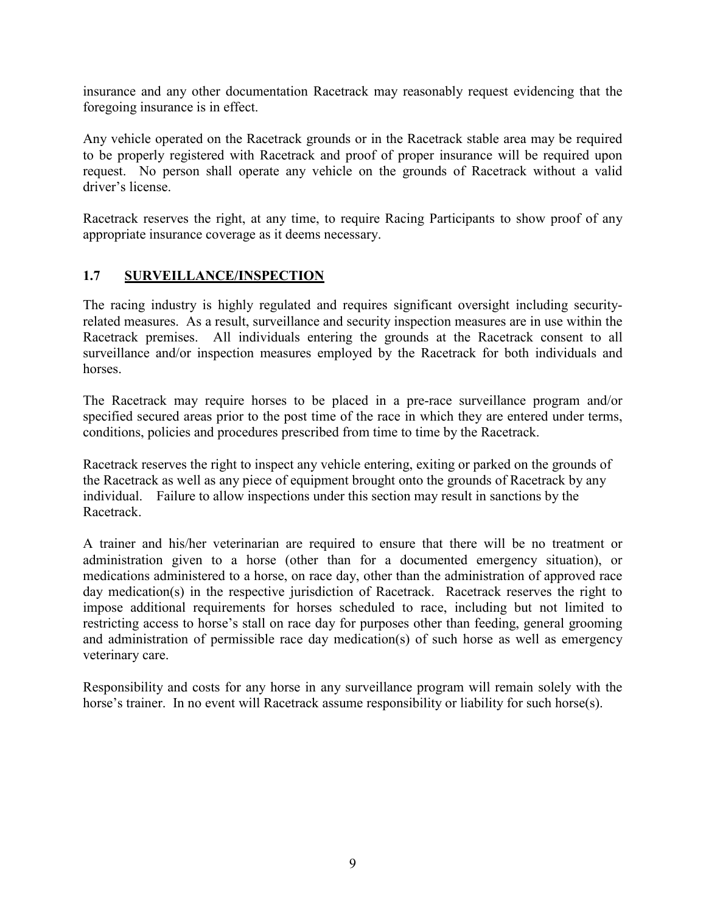insurance and any other documentation Racetrack may reasonably request evidencing that the foregoing insurance is in effect.

Any vehicle operated on the Racetrack grounds or in the Racetrack stable area may be required to be properly registered with Racetrack and proof of proper insurance will be required upon request. No person shall operate any vehicle on the grounds of Racetrack without a valid driver's license.

Racetrack reserves the right, at any time, to require Racing Participants to show proof of any appropriate insurance coverage as it deems necessary.

### 1.7 SURVEILLANCE/INSPECTION

The racing industry is highly regulated and requires significant oversight including security-related measures. As a result, surveillance and security inspection measures are in use within the Racetrack premises. All individuals entering the grounds at the Racetrack consent to all surveillance and/or inspection measures employed by the Racetrack for both individuals and horses.

The Racetrack may require horses to be placed in a pre-race surveillance program and/or specified secured areas prior to the post time of the race in which they are entered under terms, conditions, policies and procedures prescribed from time to time by the Racetrack.

Racetrack reserves the right to inspect any vehicle entering, exiting or parked on the grounds of the Racetrack as well as any piece of equipment brought onto the grounds of Racetrack by any individual. Failure to allow inspections under this section may result in sanctions by the Racetrack.

A trainer and his/her veterinarian are required to ensure that there will be no treatment or administration given to a horse (other than for a documented emergency situation), or medications administered to a horse, on race day, other than the administration of approved race day medication(s) in the respective jurisdiction of Racetrack. Racetrack reserves the right to impose additional requirements for horses scheduled to race, including but not limited to restricting access to horse's stall on race day for purposes other than feeding, general grooming and administration of permissible race day medication(s) of such horse as well as emergency veterinary care.

Responsibility and costs for any horse in any surveillance program will remain solely with the horse's trainer. In no event will Racetrack assume responsibility or liability for such horse(s).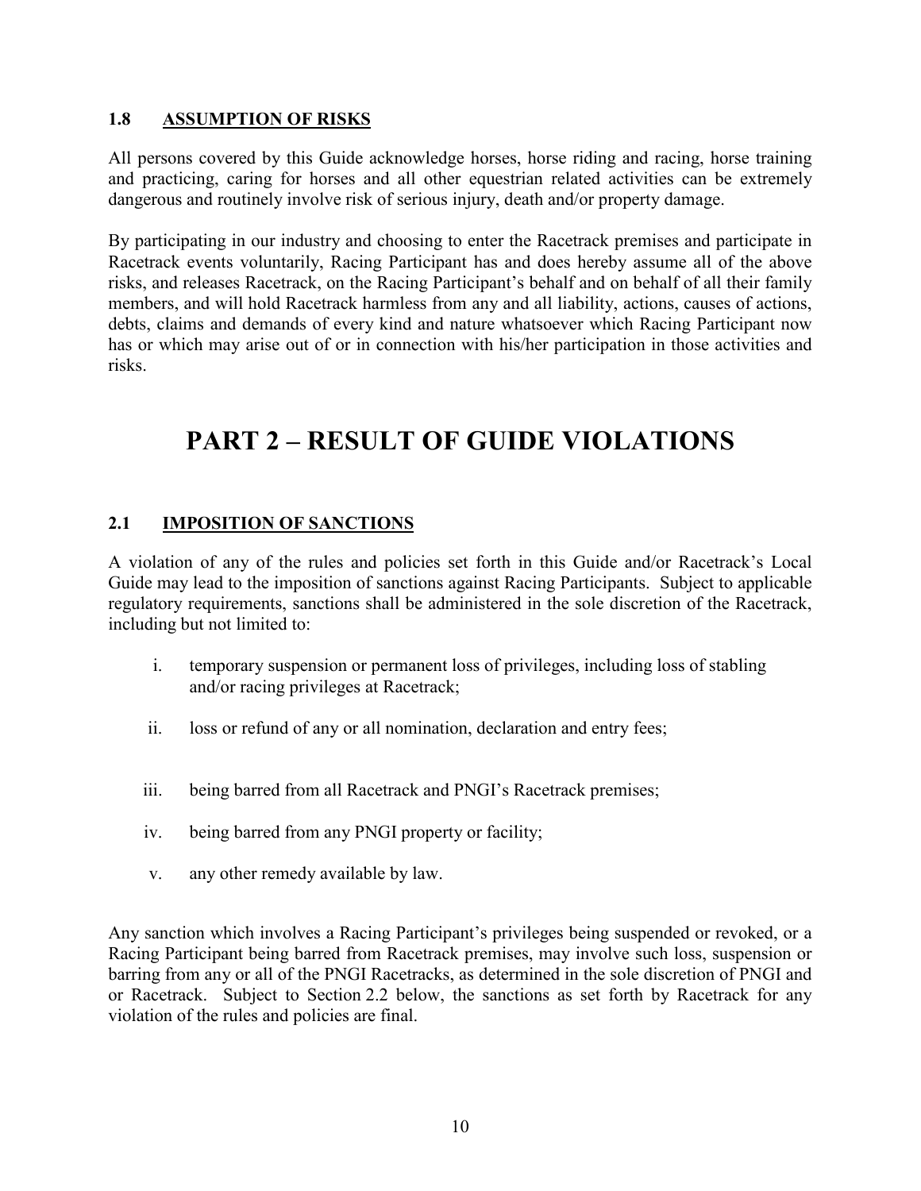### 1.8 ASSUMPTION OF RISKS

All persons covered by this Guide acknowledge horses, horse riding and racing, horse training and practicing, caring for horses and all other equestrian related activities can be extremely dangerous and routinely involve risk of serious injury, death and/or property damage.

By participating in our industry and choosing to enter the Racetrack premises and participate in Racetrack events voluntarily, Racing Participant has and does hereby assume all of the above risks, and releases Racetrack, on the Racing Participant's behalf and on behalf of all their family members, and will hold Racetrack harmless from any and all liability, actions, causes of actions, debts, claims and demands of every kind and nature whatsoever which Racing Participant now has or which may arise out of or in connection with his/her participation in those activities and risks.

# PART 2 – RESULT OF GUIDE VIOLATIONS

### 2.1 IMPOSITION OF SANCTIONS

A violation of any of the rules and policies set forth in this Guide and/or Racetrack's Local Guide may lead to the imposition of sanctions against Racing Participants. Subject to applicable regulatory requirements, sanctions shall be administered in the sole discretion of the Racetrack, including but not limited to:

i. temporary suspension or permanent loss of privileges, including loss of stabling and/or racing privileges at Racetrack;

ii. loss or refund of any or all nomination, declaration and entry fees;

iii. being barred from all Racetrack and PNGI's Racetrack premises;

iv. being barred from any PNGI property or facility;

v. any other remedy available by law.

Any sanction which involves a Racing Participant's privileges being suspended or revoked, or a Racing Participant being barred from Racetrack premises, may involve such loss, suspension or barring from any or all of the PNGI Racetracks, as determined in the sole discretion of PNGI and or Racetrack. Subject to Section 2.2 below, the sanctions as set forth by Racetrack for any violation of the rules and policies are final.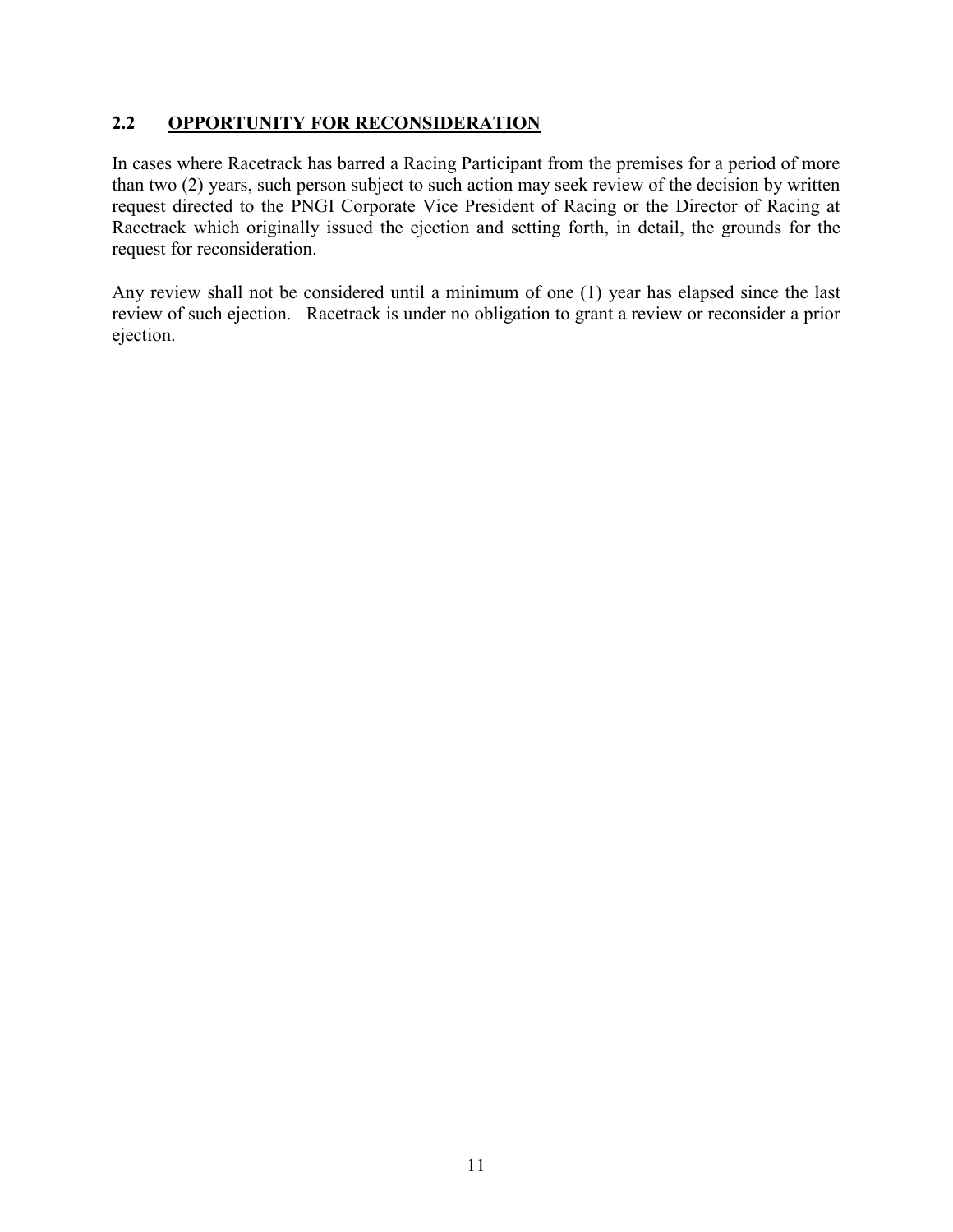## 2.2 OPPORTUNITY FOR RECONSIDERATION

In cases where Racetrack has barred a Racing Participant from the premises for a period of more than two (2) years, such person subject to such action may seek review of the decision by written request directed to the PNGI Corporate Vice President of Racing or the Director of Racing at Racetrack which originally issued the ejection and setting forth, in detail, the grounds for the request for reconsideration.

Any review shall not be considered until a minimum of one (1) year has elapsed since the last review of such ejection. Racetrack is under no obligation to grant a review or reconsider a prior ejection.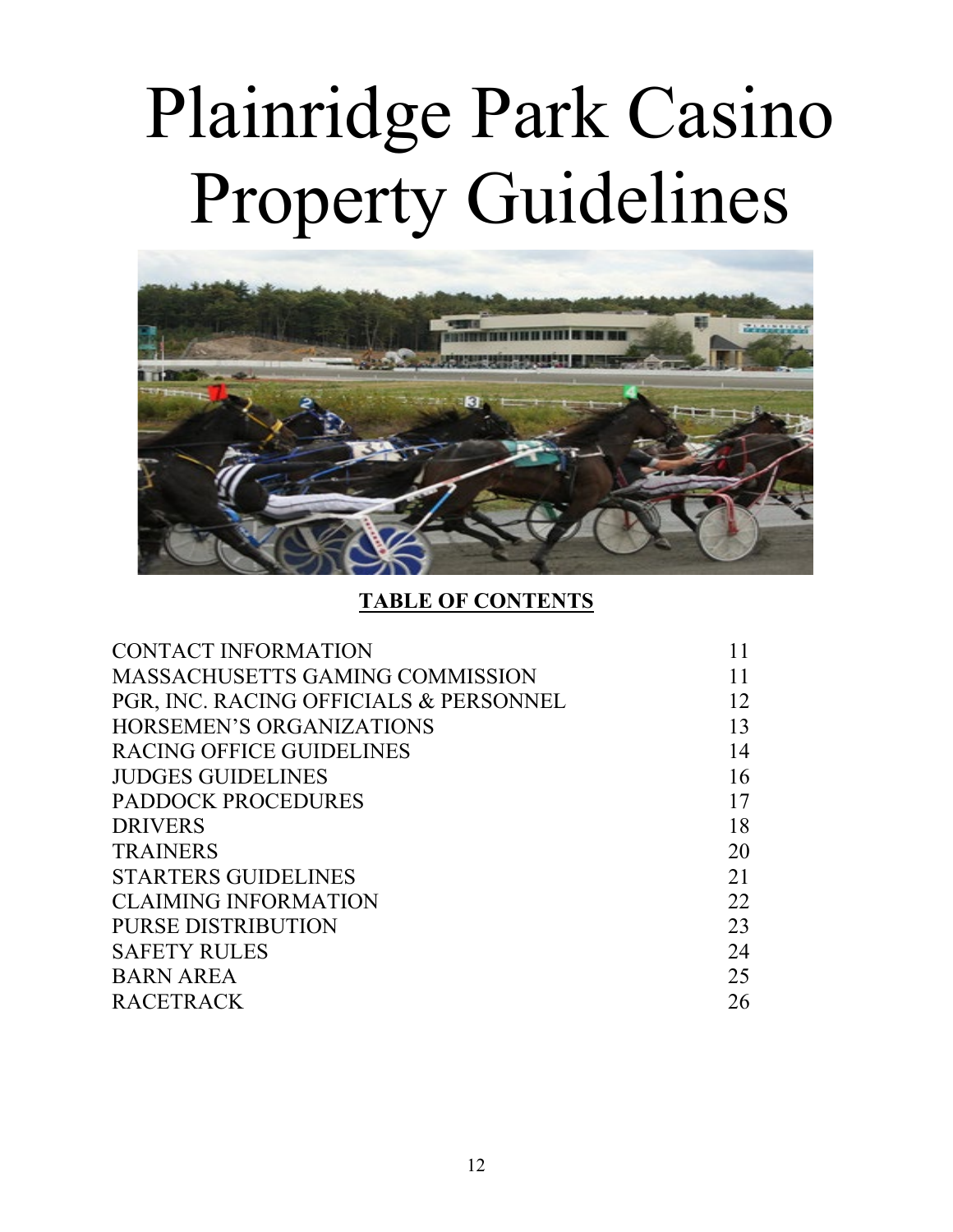# Plainridge Park Casino Property Guidelines

**TABLE OF CONTENTS**

| | |
|---|---|
| CONTACT INFORMATION | 11 |
| MASSACHUSETTS GAMING COMMISSION | 11 |
| PGR, INC. RACING OFFICIALS & PERSONNEL | 12 |
| HORSEMEN'S ORGANIZATIONS | 13 |
| RACING OFFICE GUIDELINES | 14 |
| JUDGES GUIDELINES | 16 |
| PADDOCK PROCEDURES | 17 |
| DRIVERS | 18 |
| TRAINERS | 20 |
| STARTERS GUIDELINES | 21 |
| CLAIMING INFORMATION | 22 |
| PURSE DISTRIBUTION | 23 |
| SAFETY RULES | 24 |
| BARN AREA | 25 |
| RACETRACK | 26 |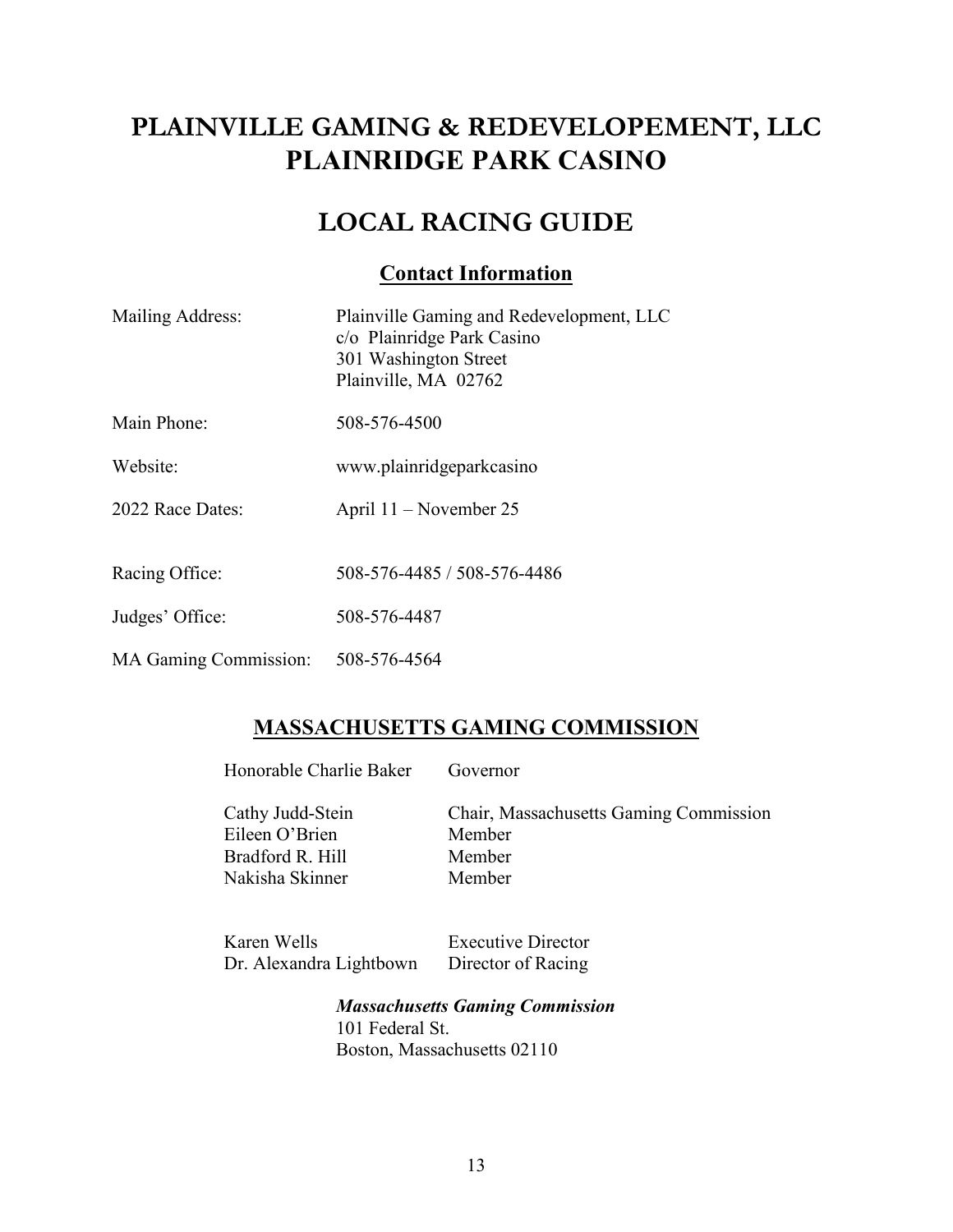# PLAINVILLE GAMING & REDEVELOPEMENT, LLC
# PLAINRIDGE PARK CASINO

## LOCAL RACING GUIDE

### Contact Information

| | |
|---|---|
| Mailing Address: | Plainville Gaming and Redevelopment, LLC<br>c/o Plainridge Park Casino<br>301 Washington Street<br>Plainville, MA 02762 |
| Main Phone: | 508-576-4500 |
| Website: | www.plainridgeparkcasino |
| 2022 Race Dates: | April 11 – November 25 |
| Racing Office: | 508-576-4485 / 508-576-4486 |
| Judges' Office: | 508-576-4487 |
| MA Gaming Commission: | 508-576-4564 |

### MASSACHUSETTS GAMING COMMISSION

| | |
|---|---|
| Honorable Charlie Baker | Governor |
| Cathy Judd-Stein | Chair, Massachusetts Gaming Commission |
| Eileen O'Brien | Member |
| Bradford R. Hill | Member |
| Nakisha Skinner | Member |
| Karen Wells | Executive Director |
| Dr. Alexandra Lightbown | Director of Racing |

***Massachusetts Gaming Commission***
101 Federal St.
Boston, Massachusetts 02110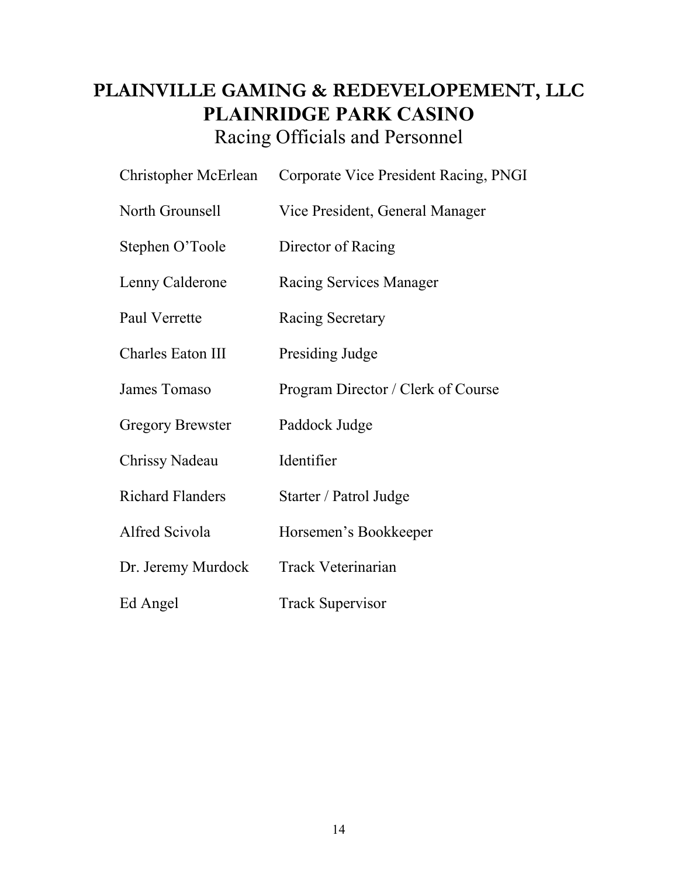# PLAINVILLE GAMING & REDEVELOPEMENT, LLC
# PLAINRIDGE PARK CASINO

## Racing Officials and Personnel

| | |
|---|---|
| Christopher McErlean | Corporate Vice President Racing, PNGI |
| North Grounsell | Vice President, General Manager |
| Stephen O'Toole | Director of Racing |
| Lenny Calderone | Racing Services Manager |
| Paul Verrette | Racing Secretary |
| Charles Eaton III | Presiding Judge |
| James Tomaso | Program Director / Clerk of Course |
| Gregory Brewster | Paddock Judge |
| Chrissy Nadeau | Identifier |
| Richard Flanders | Starter / Patrol Judge |
| Alfred Scivola | Horsemen's Bookkeeper |
| Dr. Jeremy Murdock | Track Veterinarian |
| Ed Angel | Track Supervisor |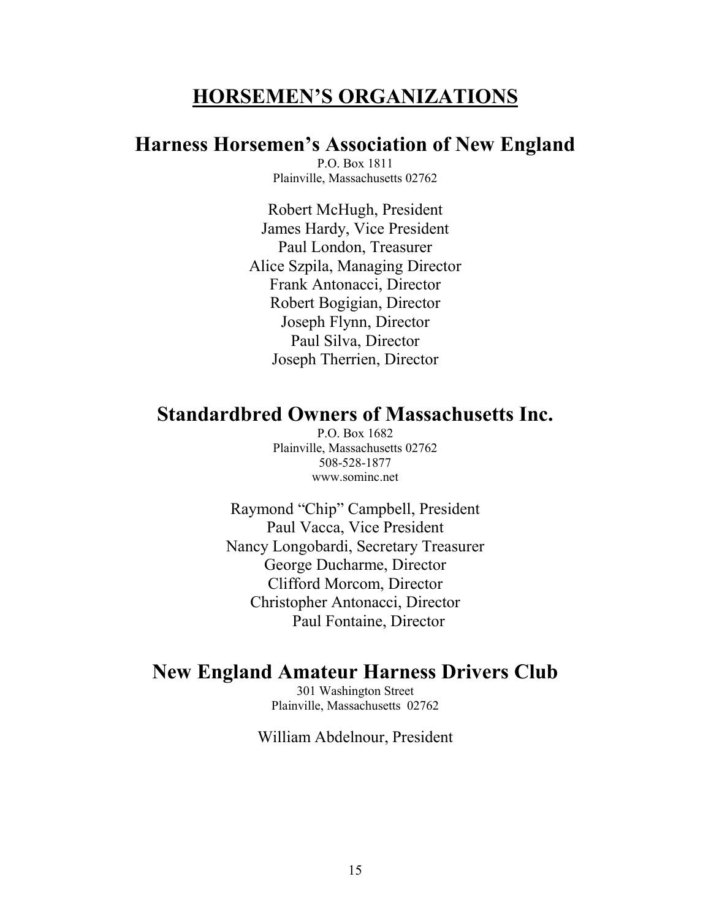# HORSEMEN'S ORGANIZATIONS

## Harness Horsemen's Association of New England

P.O. Box 1811
Plainville, Massachusetts 02762

Robert McHugh, President
James Hardy, Vice President
Paul London, Treasurer
Alice Szpila, Managing Director
Frank Antonacci, Director
Robert Bogigian, Director
Joseph Flynn, Director
Paul Silva, Director
Joseph Therrien, Director

## Standardbred Owners of Massachusetts Inc.

P.O. Box 1682
Plainville, Massachusetts 02762
508-528-1877
www.sominc.net

Raymond "Chip" Campbell, President
Paul Vacca, Vice President
Nancy Longobardi, Secretary Treasurer
George Ducharme, Director
Clifford Morcom, Director
Christopher Antonacci, Director
Paul Fontaine, Director

## New England Amateur Harness Drivers Club

301 Washington Street
Plainville, Massachusetts 02762

William Abdelnour, President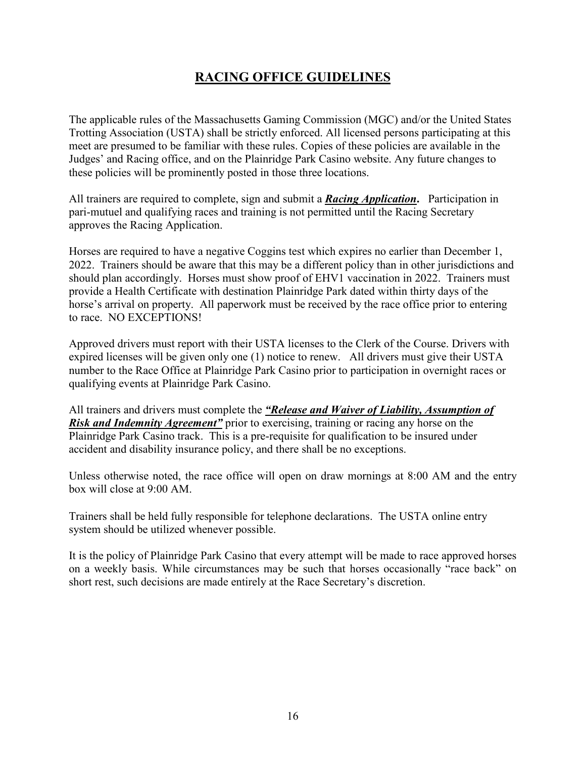# RACING OFFICE GUIDELINES

The applicable rules of the Massachusetts Gaming Commission (MGC) and/or the United States Trotting Association (USTA) shall be strictly enforced. All licensed persons participating at this meet are presumed to be familiar with these rules. Copies of these policies are available in the Judges' and Racing office, and on the Plainridge Park Casino website. Any future changes to these policies will be prominently posted in those three locations.

All trainers are required to complete, sign and submit a ***Racing Application*****.** Participation in pari-mutuel and qualifying races and training is not permitted until the Racing Secretary approves the Racing Application.

Horses are required to have a negative Coggins test which expires no earlier than December 1, 2022. Trainers should be aware that this may be a different policy than in other jurisdictions and should plan accordingly. Horses must show proof of EHV1 vaccination in 2022. Trainers must provide a Health Certificate with destination Plainridge Park dated within thirty days of the horse's arrival on property. All paperwork must be received by the race office prior to entering to race. NO EXCEPTIONS!

Approved drivers must report with their USTA licenses to the Clerk of the Course. Drivers with expired licenses will be given only one (1) notice to renew. All drivers must give their USTA number to the Race Office at Plainridge Park Casino prior to participation in overnight races or qualifying events at Plainridge Park Casino.

All trainers and drivers must complete the ***"Release and Waiver of Liability, Assumption of Risk and Indemnity Agreement"*** prior to exercising, training or racing any horse on the Plainridge Park Casino track. This is a pre-requisite for qualification to be insured under accident and disability insurance policy, and there shall be no exceptions.

Unless otherwise noted, the race office will open on draw mornings at 8:00 AM and the entry box will close at 9:00 AM.

Trainers shall be held fully responsible for telephone declarations. The USTA online entry system should be utilized whenever possible.

It is the policy of Plainridge Park Casino that every attempt will be made to race approved horses on a weekly basis. While circumstances may be such that horses occasionally "race back" on short rest, such decisions are made entirely at the Race Secretary's discretion.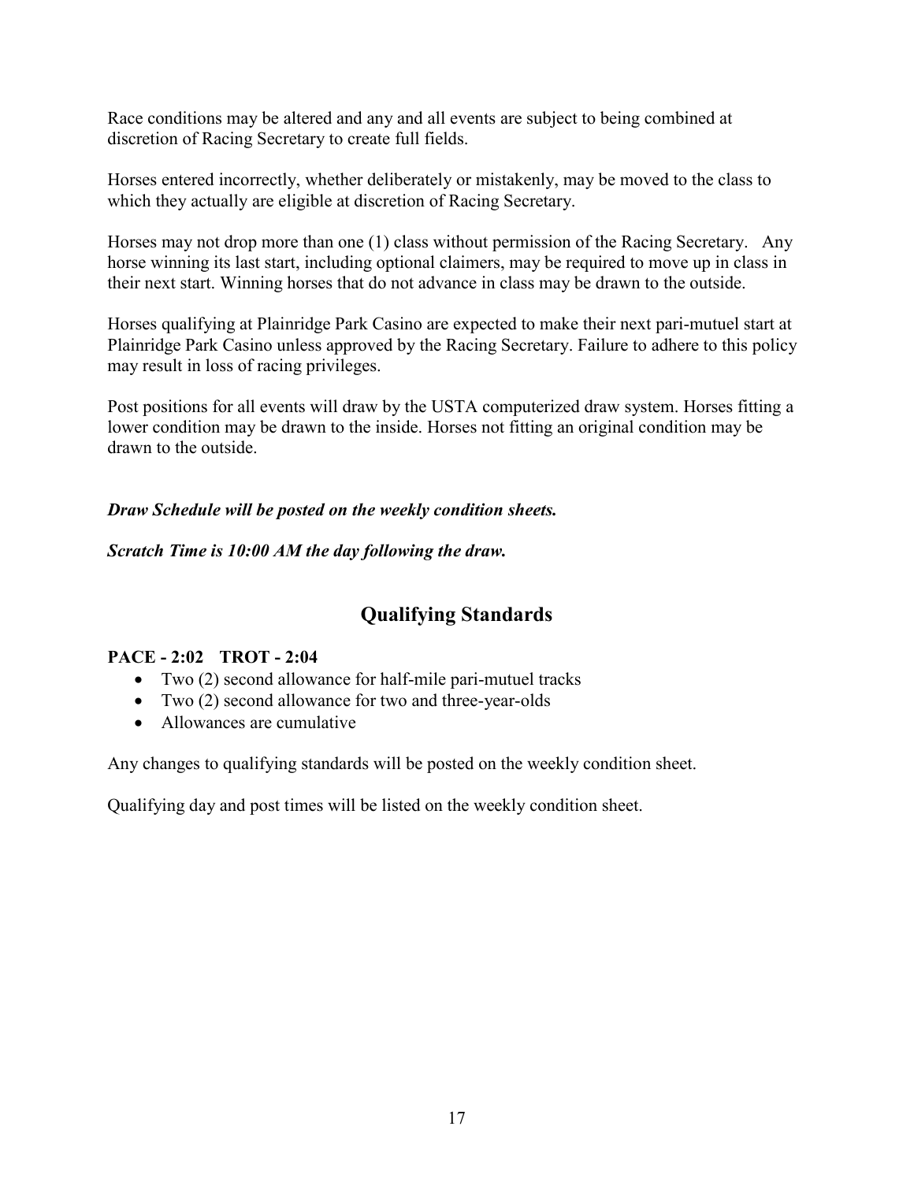Race conditions may be altered and any and all events are subject to being combined at discretion of Racing Secretary to create full fields.

Horses entered incorrectly, whether deliberately or mistakenly, may be moved to the class to which they actually are eligible at discretion of Racing Secretary.

Horses may not drop more than one (1) class without permission of the Racing Secretary. Any horse winning its last start, including optional claimers, may be required to move up in class in their next start. Winning horses that do not advance in class may be drawn to the outside.

Horses qualifying at Plainridge Park Casino are expected to make their next pari-mutuel start at Plainridge Park Casino unless approved by the Racing Secretary. Failure to adhere to this policy may result in loss of racing privileges.

Post positions for all events will draw by the USTA computerized draw system. Horses fitting a lower condition may be drawn to the inside. Horses not fitting an original condition may be drawn to the outside.

***Draw Schedule will be posted on the weekly condition sheets.***

***Scratch Time is 10:00 AM the day following the draw.***

## Qualifying Standards

**PACE - 2:02 TROT - 2:04**

- Two (2) second allowance for half-mile pari-mutuel tracks
- Two (2) second allowance for two and three-year-olds
- Allowances are cumulative

Any changes to qualifying standards will be posted on the weekly condition sheet.

Qualifying day and post times will be listed on the weekly condition sheet.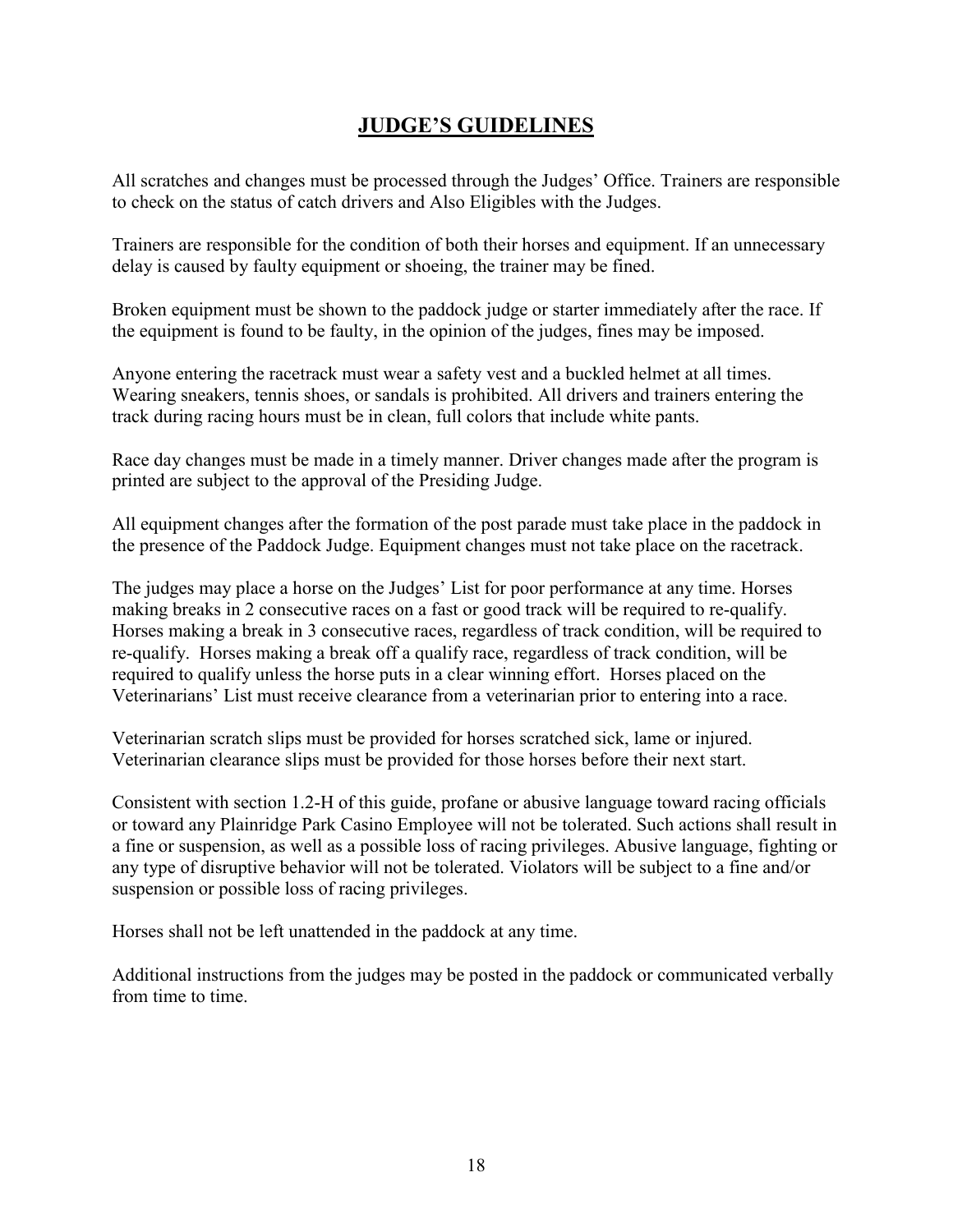# JUDGE'S GUIDELINES

All scratches and changes must be processed through the Judges' Office. Trainers are responsible to check on the status of catch drivers and Also Eligibles with the Judges.

Trainers are responsible for the condition of both their horses and equipment. If an unnecessary delay is caused by faulty equipment or shoeing, the trainer may be fined.

Broken equipment must be shown to the paddock judge or starter immediately after the race. If the equipment is found to be faulty, in the opinion of the judges, fines may be imposed.

Anyone entering the racetrack must wear a safety vest and a buckled helmet at all times. Wearing sneakers, tennis shoes, or sandals is prohibited. All drivers and trainers entering the track during racing hours must be in clean, full colors that include white pants.

Race day changes must be made in a timely manner. Driver changes made after the program is printed are subject to the approval of the Presiding Judge.

All equipment changes after the formation of the post parade must take place in the paddock in the presence of the Paddock Judge. Equipment changes must not take place on the racetrack.

The judges may place a horse on the Judges' List for poor performance at any time. Horses making breaks in 2 consecutive races on a fast or good track will be required to re-qualify. Horses making a break in 3 consecutive races, regardless of track condition, will be required to re-qualify. Horses making a break off a qualify race, regardless of track condition, will be required to qualify unless the horse puts in a clear winning effort. Horses placed on the Veterinarians' List must receive clearance from a veterinarian prior to entering into a race.

Veterinarian scratch slips must be provided for horses scratched sick, lame or injured. Veterinarian clearance slips must be provided for those horses before their next start.

Consistent with section 1.2-H of this guide, profane or abusive language toward racing officials or toward any Plainridge Park Casino Employee will not be tolerated. Such actions shall result in a fine or suspension, as well as a possible loss of racing privileges. Abusive language, fighting or any type of disruptive behavior will not be tolerated. Violators will be subject to a fine and/or suspension or possible loss of racing privileges.

Horses shall not be left unattended in the paddock at any time.

Additional instructions from the judges may be posted in the paddock or communicated verbally from time to time.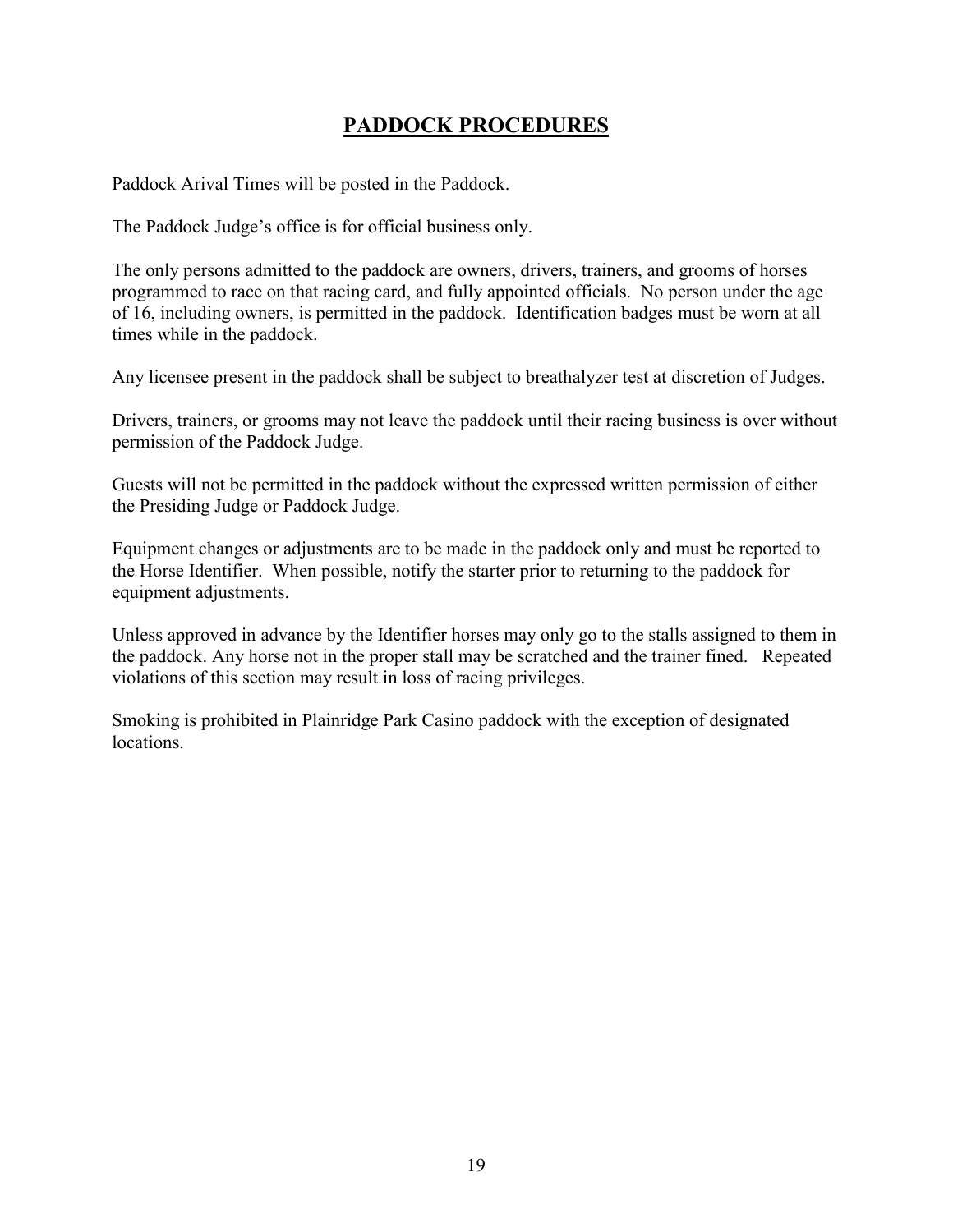# PADDOCK PROCEDURES

Paddock Arival Times will be posted in the Paddock.

The Paddock Judge's office is for official business only.

The only persons admitted to the paddock are owners, drivers, trainers, and grooms of horses programmed to race on that racing card, and fully appointed officials. No person under the age of 16, including owners, is permitted in the paddock. Identification badges must be worn at all times while in the paddock.

Any licensee present in the paddock shall be subject to breathalyzer test at discretion of Judges.

Drivers, trainers, or grooms may not leave the paddock until their racing business is over without permission of the Paddock Judge.

Guests will not be permitted in the paddock without the expressed written permission of either the Presiding Judge or Paddock Judge.

Equipment changes or adjustments are to be made in the paddock only and must be reported to the Horse Identifier. When possible, notify the starter prior to returning to the paddock for equipment adjustments.

Unless approved in advance by the Identifier horses may only go to the stalls assigned to them in the paddock. Any horse not in the proper stall may be scratched and the trainer fined. Repeated violations of this section may result in loss of racing privileges.

Smoking is prohibited in Plainridge Park Casino paddock with the exception of designated locations.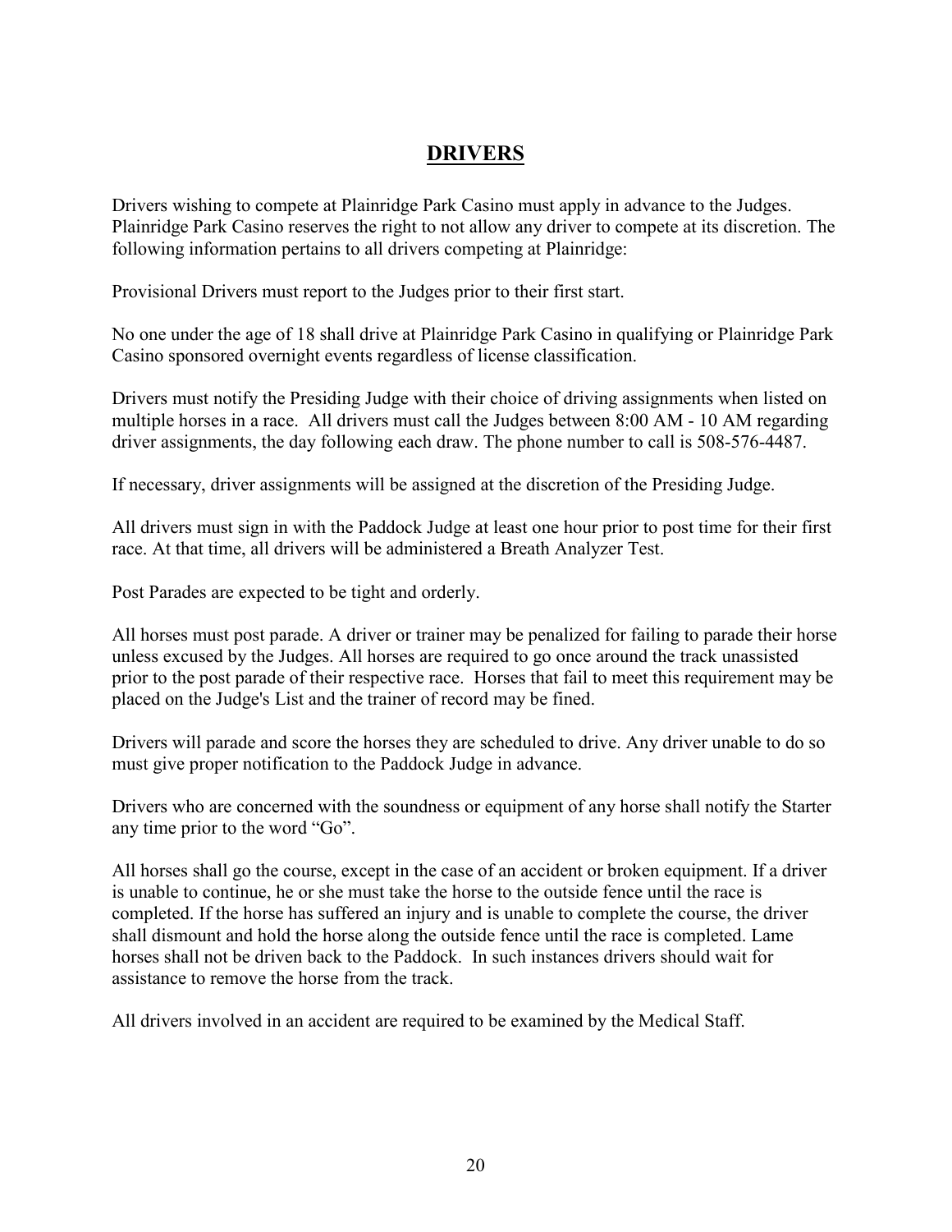# DRIVERS

Drivers wishing to compete at Plainridge Park Casino must apply in advance to the Judges. Plainridge Park Casino reserves the right to not allow any driver to compete at its discretion. The following information pertains to all drivers competing at Plainridge:

Provisional Drivers must report to the Judges prior to their first start.

No one under the age of 18 shall drive at Plainridge Park Casino in qualifying or Plainridge Park Casino sponsored overnight events regardless of license classification.

Drivers must notify the Presiding Judge with their choice of driving assignments when listed on multiple horses in a race. All drivers must call the Judges between 8:00 AM - 10 AM regarding driver assignments, the day following each draw. The phone number to call is 508-576-4487.

If necessary, driver assignments will be assigned at the discretion of the Presiding Judge.

All drivers must sign in with the Paddock Judge at least one hour prior to post time for their first race. At that time, all drivers will be administered a Breath Analyzer Test.

Post Parades are expected to be tight and orderly.

All horses must post parade. A driver or trainer may be penalized for failing to parade their horse unless excused by the Judges. All horses are required to go once around the track unassisted prior to the post parade of their respective race. Horses that fail to meet this requirement may be placed on the Judge's List and the trainer of record may be fined.

Drivers will parade and score the horses they are scheduled to drive. Any driver unable to do so must give proper notification to the Paddock Judge in advance.

Drivers who are concerned with the soundness or equipment of any horse shall notify the Starter any time prior to the word "Go".

All horses shall go the course, except in the case of an accident or broken equipment. If a driver is unable to continue, he or she must take the horse to the outside fence until the race is completed. If the horse has suffered an injury and is unable to complete the course, the driver shall dismount and hold the horse along the outside fence until the race is completed. Lame horses shall not be driven back to the Paddock. In such instances drivers should wait for assistance to remove the horse from the track.

All drivers involved in an accident are required to be examined by the Medical Staff.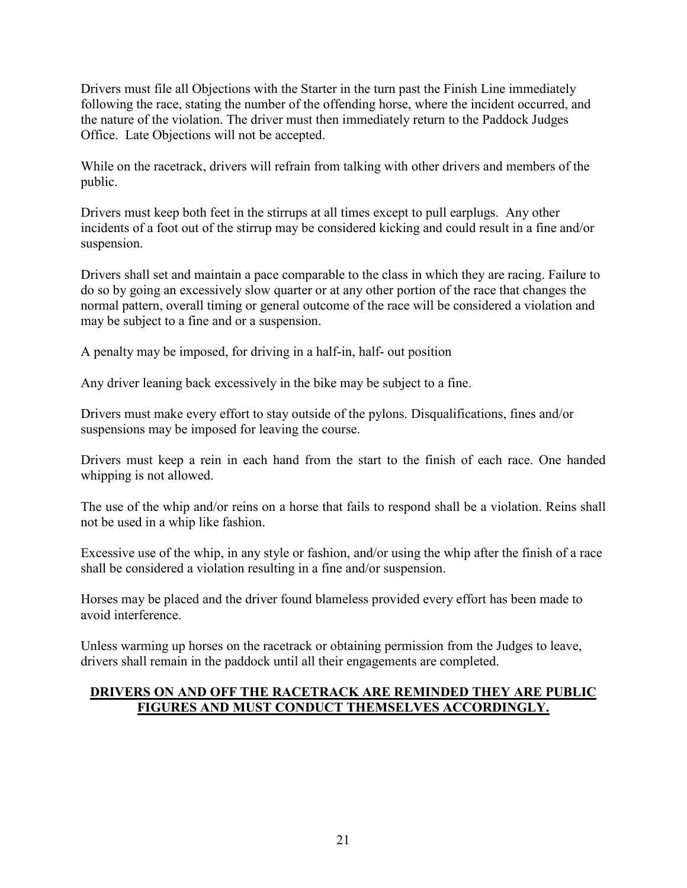Drivers must file all Objections with the Starter in the turn past the Finish Line immediately following the race, stating the number of the offending horse, where the incident occurred, and the nature of the violation. The driver must then immediately return to the Paddock Judges Office. Late Objections will not be accepted.

While on the racetrack, drivers will refrain from talking with other drivers and members of the public.

Drivers must keep both feet in the stirrups at all times except to pull earplugs. Any other incidents of a foot out of the stirrup may be considered kicking and could result in a fine and/or suspension.

Drivers shall set and maintain a pace comparable to the class in which they are racing. Failure to do so by going an excessively slow quarter or at any other portion of the race that changes the normal pattern, overall timing or general outcome of the race will be considered a violation and may be subject to a fine and or a suspension.

A penalty may be imposed, for driving in a half-in, half- out position

Any driver leaning back excessively in the bike may be subject to a fine.

Drivers must make every effort to stay outside of the pylons. Disqualifications, fines and/or suspensions may be imposed for leaving the course.

Drivers must keep a rein in each hand from the start to the finish of each race. One handed whipping is not allowed.

The use of the whip and/or reins on a horse that fails to respond shall be a violation. Reins shall not be used in a whip like fashion.

Excessive use of the whip, in any style or fashion, and/or using the whip after the finish of a race shall be considered a violation resulting in a fine and/or suspension.

Horses may be placed and the driver found blameless provided every effort has been made to avoid interference.

Unless warming up horses on the racetrack or obtaining permission from the Judges to leave, drivers shall remain in the paddock until all their engagements are completed.

**DRIVERS ON AND OFF THE RACETRACK ARE REMINDED THEY ARE PUBLIC FIGURES AND MUST CONDUCT THEMSELVES ACCORDINGLY.**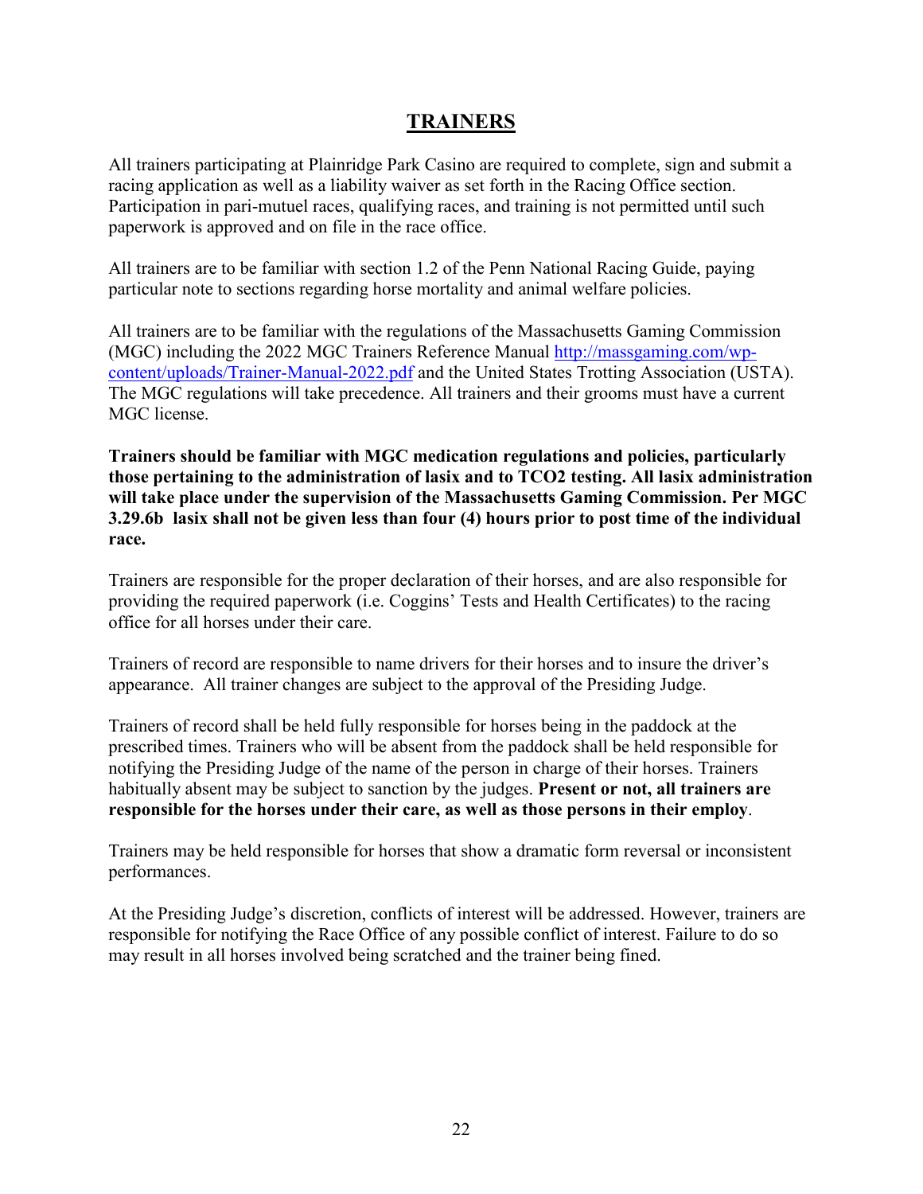# TRAINERS

All trainers participating at Plainridge Park Casino are required to complete, sign and submit a racing application as well as a liability waiver as set forth in the Racing Office section. Participation in pari-mutuel races, qualifying races, and training is not permitted until such paperwork is approved and on file in the race office.

All trainers are to be familiar with section 1.2 of the Penn National Racing Guide, paying particular note to sections regarding horse mortality and animal welfare policies.

All trainers are to be familiar with the regulations of the Massachusetts Gaming Commission (MGC) including the 2022 MGC Trainers Reference Manual [http://massgaming.com/wp-content/uploads/Trainer-Manual-2022.pdf](http://massgaming.com/wp-content/uploads/Trainer-Manual-2022.pdf) and the United States Trotting Association (USTA). The MGC regulations will take precedence. All trainers and their grooms must have a current MGC license.

**Trainers should be familiar with MGC medication regulations and policies, particularly those pertaining to the administration of lasix and to TCO2 testing. All lasix administration will take place under the supervision of the Massachusetts Gaming Commission. Per MGC 3.29.6b lasix shall not be given less than four (4) hours prior to post time of the individual race.**

Trainers are responsible for the proper declaration of their horses, and are also responsible for providing the required paperwork (i.e. Coggins' Tests and Health Certificates) to the racing office for all horses under their care.

Trainers of record are responsible to name drivers for their horses and to insure the driver's appearance. All trainer changes are subject to the approval of the Presiding Judge.

Trainers of record shall be held fully responsible for horses being in the paddock at the prescribed times. Trainers who will be absent from the paddock shall be held responsible for notifying the Presiding Judge of the name of the person in charge of their horses. Trainers habitually absent may be subject to sanction by the judges. **Present or not, all trainers are responsible for the horses under their care, as well as those persons in their employ**.

Trainers may be held responsible for horses that show a dramatic form reversal or inconsistent performances.

At the Presiding Judge's discretion, conflicts of interest will be addressed. However, trainers are responsible for notifying the Race Office of any possible conflict of interest. Failure to do so may result in all horses involved being scratched and the trainer being fined.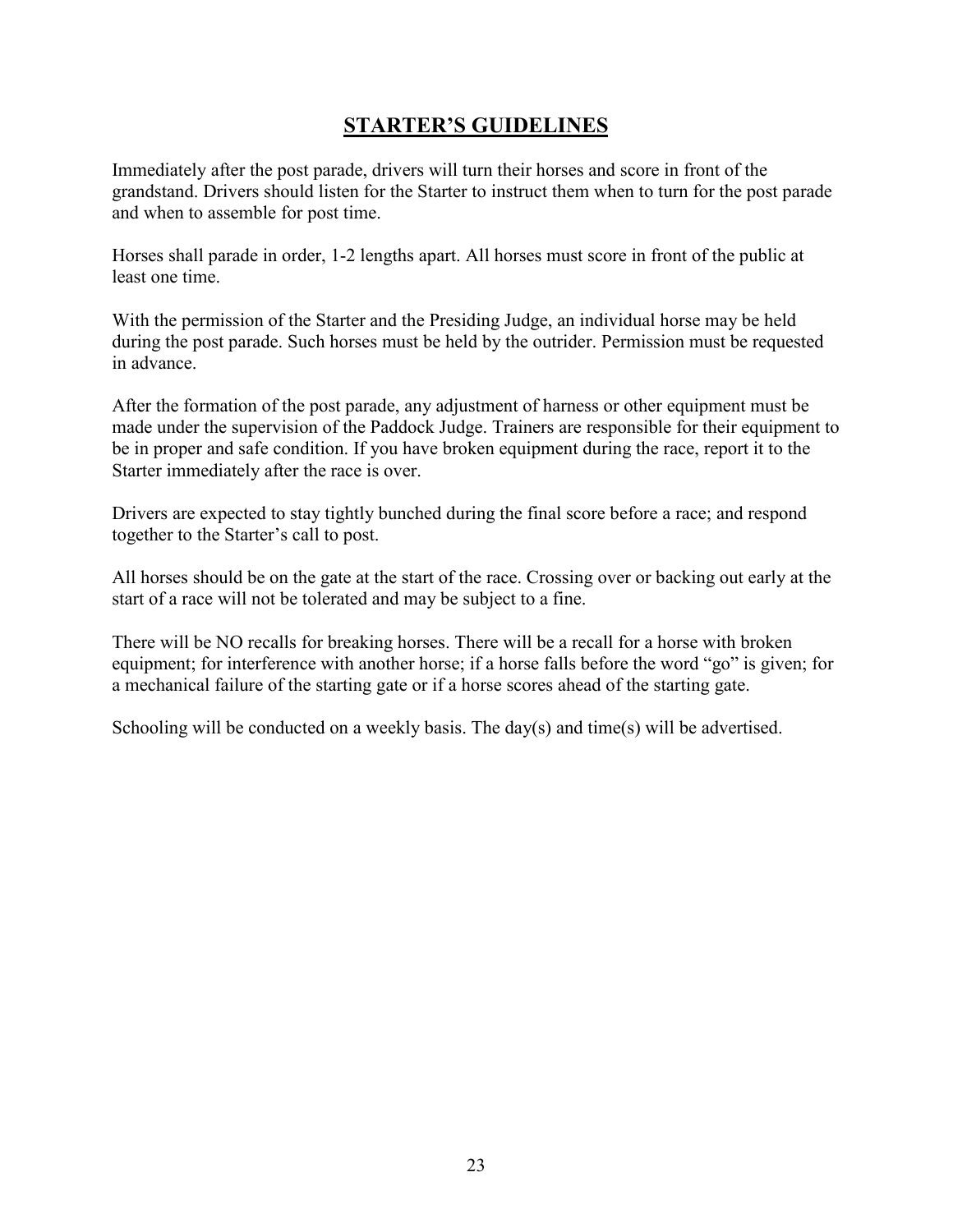# STARTER'S GUIDELINES

Immediately after the post parade, drivers will turn their horses and score in front of the grandstand. Drivers should listen for the Starter to instruct them when to turn for the post parade and when to assemble for post time.

Horses shall parade in order, 1-2 lengths apart. All horses must score in front of the public at least one time.

With the permission of the Starter and the Presiding Judge, an individual horse may be held during the post parade. Such horses must be held by the outrider. Permission must be requested in advance.

After the formation of the post parade, any adjustment of harness or other equipment must be made under the supervision of the Paddock Judge. Trainers are responsible for their equipment to be in proper and safe condition. If you have broken equipment during the race, report it to the Starter immediately after the race is over.

Drivers are expected to stay tightly bunched during the final score before a race; and respond together to the Starter's call to post.

All horses should be on the gate at the start of the race. Crossing over or backing out early at the start of a race will not be tolerated and may be subject to a fine.

There will be NO recalls for breaking horses. There will be a recall for a horse with broken equipment; for interference with another horse; if a horse falls before the word "go" is given; for a mechanical failure of the starting gate or if a horse scores ahead of the starting gate.

Schooling will be conducted on a weekly basis. The day(s) and time(s) will be advertised.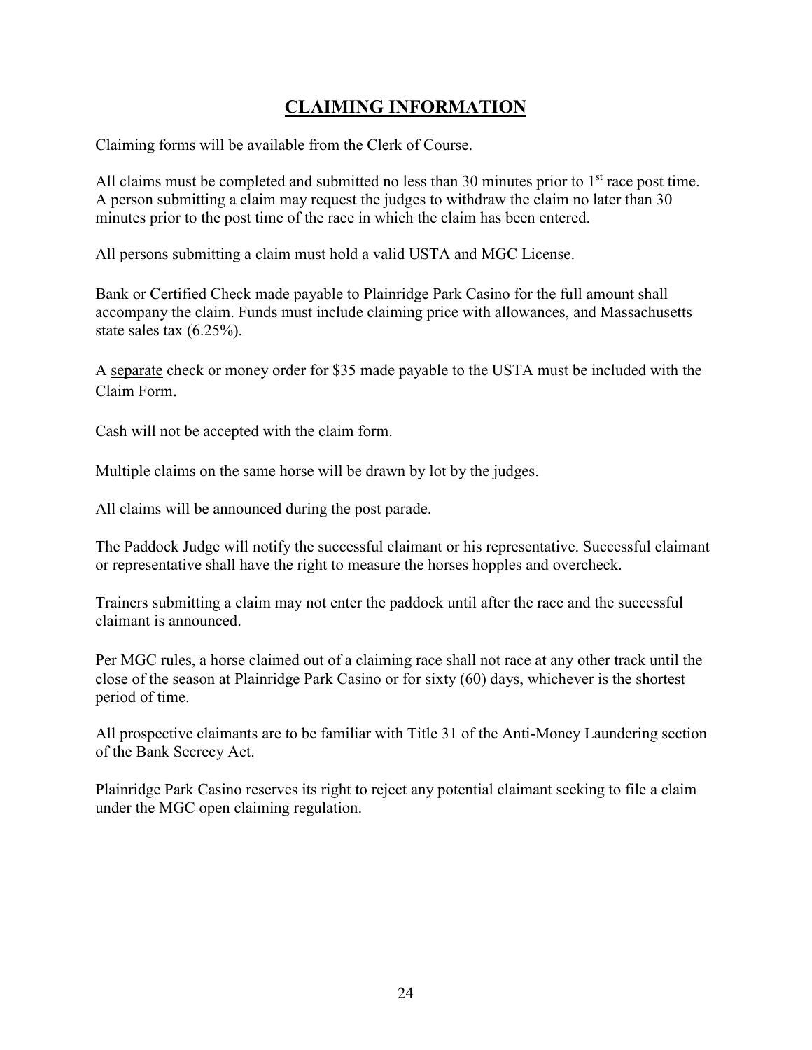# CLAIMING INFORMATION

Claiming forms will be available from the Clerk of Course.

All claims must be completed and submitted no less than 30 minutes prior to 1st race post time. A person submitting a claim may request the judges to withdraw the claim no later than 30 minutes prior to the post time of the race in which the claim has been entered.

All persons submitting a claim must hold a valid USTA and MGC License.

Bank or Certified Check made payable to Plainridge Park Casino for the full amount shall accompany the claim. Funds must include claiming price with allowances, and Massachusetts state sales tax (6.25%).

A separate check or money order for $35 made payable to the USTA must be included with the Claim Form.

Cash will not be accepted with the claim form.

Multiple claims on the same horse will be drawn by lot by the judges.

All claims will be announced during the post parade.

The Paddock Judge will notify the successful claimant or his representative. Successful claimant or representative shall have the right to measure the horses hopples and overcheck.

Trainers submitting a claim may not enter the paddock until after the race and the successful claimant is announced.

Per MGC rules, a horse claimed out of a claiming race shall not race at any other track until the close of the season at Plainridge Park Casino or for sixty (60) days, whichever is the shortest period of time.

All prospective claimants are to be familiar with Title 31 of the Anti-Money Laundering section of the Bank Secrecy Act.

Plainridge Park Casino reserves its right to reject any potential claimant seeking to file a claim under the MGC open claiming regulation.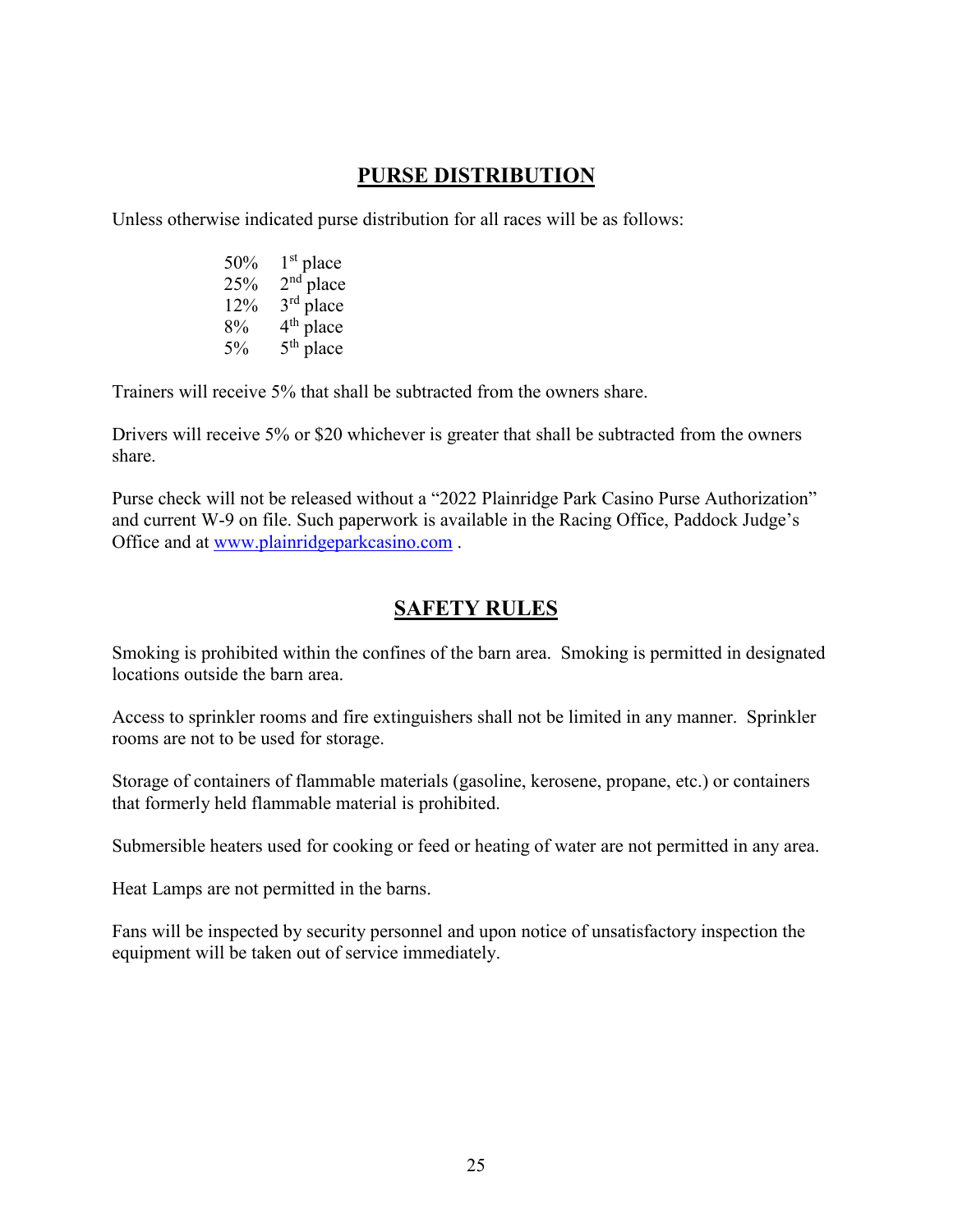## PURSE DISTRIBUTION

Unless otherwise indicated purse distribution for all races will be as follows:

| | |
|---|---|
| 50% | 1st place |
| 25% | 2nd place |
| 12% | 3rd place |
| 8% | 4th place |
| 5% | 5th place |

Trainers will receive 5% that shall be subtracted from the owners share.

Drivers will receive 5% or $20 whichever is greater that shall be subtracted from the owners share.

Purse check will not be released without a "2022 Plainridge Park Casino Purse Authorization" and current W-9 on file. Such paperwork is available in the Racing Office, Paddock Judge's Office and at www.plainridgeparkcasino.com .

## SAFETY RULES

Smoking is prohibited within the confines of the barn area. Smoking is permitted in designated locations outside the barn area.

Access to sprinkler rooms and fire extinguishers shall not be limited in any manner. Sprinkler rooms are not to be used for storage.

Storage of containers of flammable materials (gasoline, kerosene, propane, etc.) or containers that formerly held flammable material is prohibited.

Submersible heaters used for cooking or feed or heating of water are not permitted in any area.

Heat Lamps are not permitted in the barns.

Fans will be inspected by security personnel and upon notice of unsatisfactory inspection the equipment will be taken out of service immediately.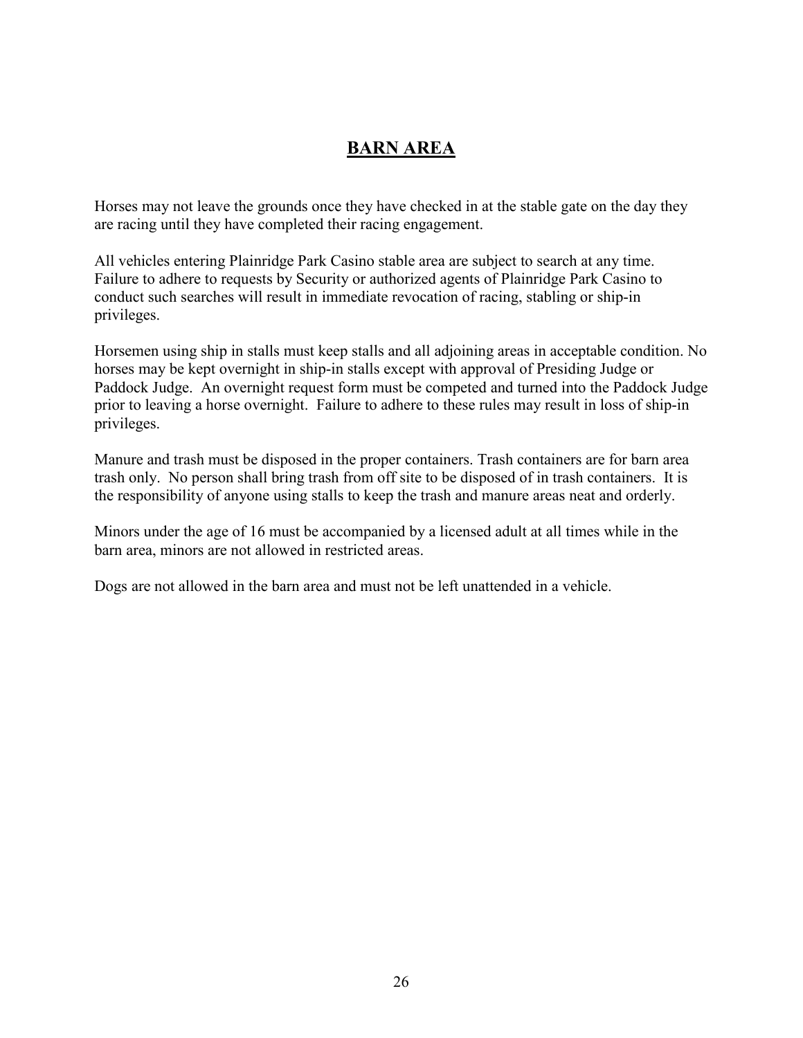# BARN AREA

Horses may not leave the grounds once they have checked in at the stable gate on the day they are racing until they have completed their racing engagement.

All vehicles entering Plainridge Park Casino stable area are subject to search at any time. Failure to adhere to requests by Security or authorized agents of Plainridge Park Casino to conduct such searches will result in immediate revocation of racing, stabling or ship-in privileges.

Horsemen using ship in stalls must keep stalls and all adjoining areas in acceptable condition. No horses may be kept overnight in ship-in stalls except with approval of Presiding Judge or Paddock Judge. An overnight request form must be competed and turned into the Paddock Judge prior to leaving a horse overnight. Failure to adhere to these rules may result in loss of ship-in privileges.

Manure and trash must be disposed in the proper containers. Trash containers are for barn area trash only. No person shall bring trash from off site to be disposed of in trash containers. It is the responsibility of anyone using stalls to keep the trash and manure areas neat and orderly.

Minors under the age of 16 must be accompanied by a licensed adult at all times while in the barn area, minors are not allowed in restricted areas.

Dogs are not allowed in the barn area and must not be left unattended in a vehicle.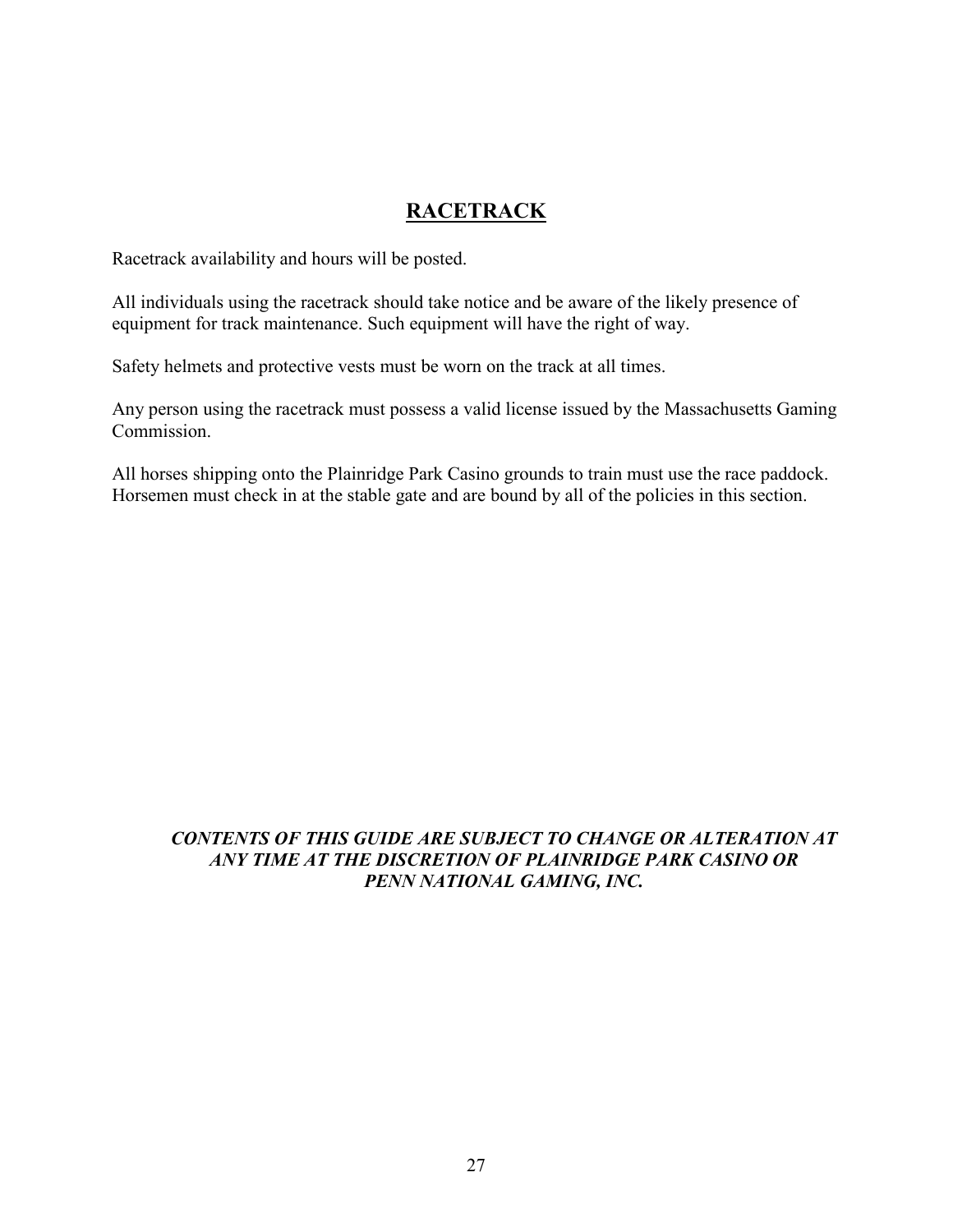## RACETRACK

Racetrack availability and hours will be posted.

All individuals using the racetrack should take notice and be aware of the likely presence of equipment for track maintenance. Such equipment will have the right of way.

Safety helmets and protective vests must be worn on the track at all times.

Any person using the racetrack must possess a valid license issued by the Massachusetts Gaming Commission.

All horses shipping onto the Plainridge Park Casino grounds to train must use the race paddock. Horsemen must check in at the stable gate and are bound by all of the policies in this section.

***CONTENTS OF THIS GUIDE ARE SUBJECT TO CHANGE OR ALTERATION AT ANY TIME AT THE DISCRETION OF PLAINRIDGE PARK CASINO OR PENN NATIONAL GAMING, INC.***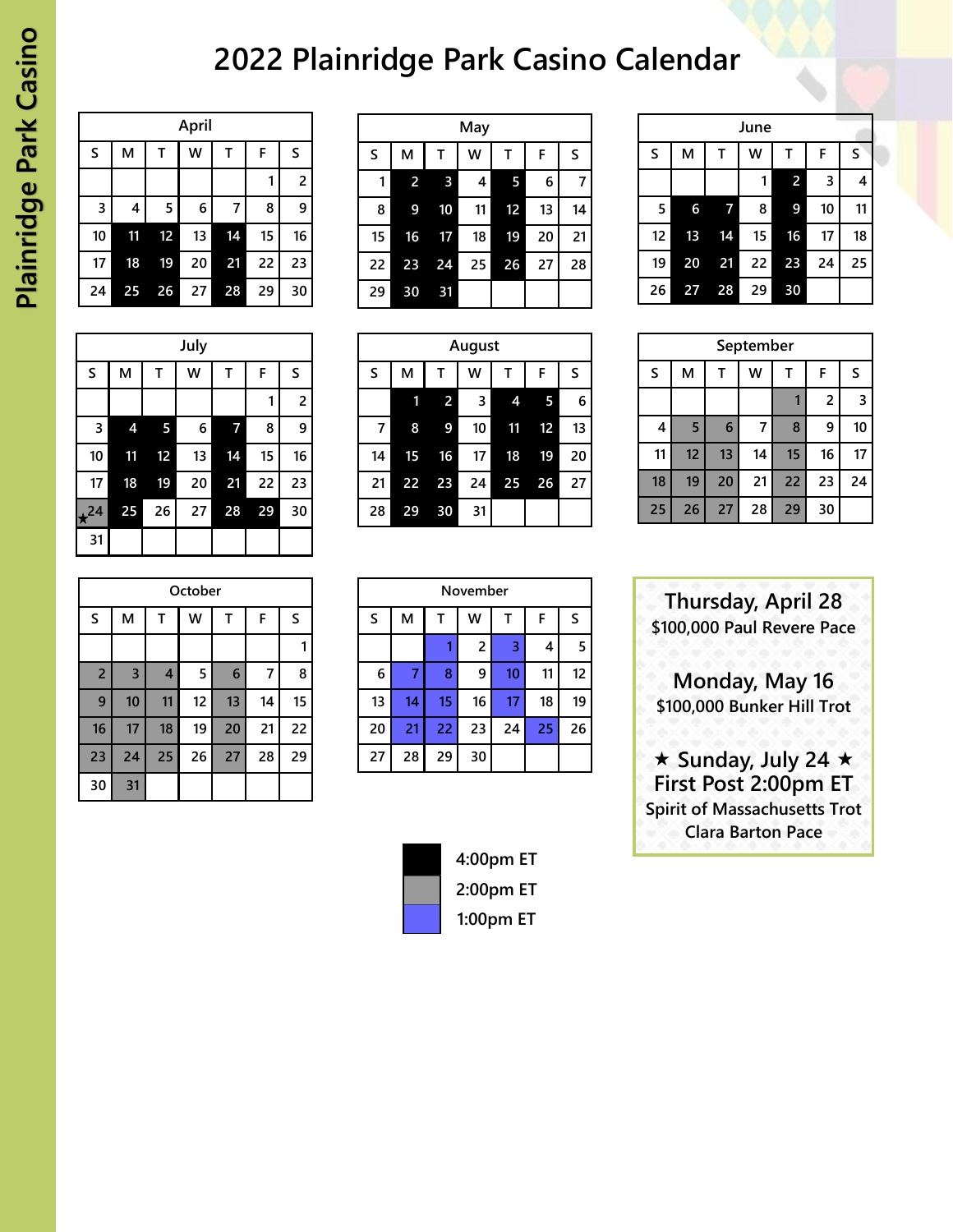# 2022 Plainridge Park Casino Calendar

Race days are the dates that are color-shaded on the original calendar; they are shown in **bold** below. The post time for each shaded date is given in the legend.

**April**

| S | M | T | W | T | F | S |
|---|---|---|---|---|---|---|
| | | | | | 1 | 2 |
| 3 | 4 | 5 | 6 | 7 | 8 | 9 |
| 10 | **11** | **12** | 13 | **14** | 15 | 16 |
| 17 | **18** | **19** | 20 | **21** | 22 | 23 |
| 24 | **25** | **26** | 27 | **28** | 29 | 30 |

**May**

| S | M | T | W | T | F | S |
|---|---|---|---|---|---|---|
| 1 | **2** | **3** | 4 | **5** | 6 | 7 |
| 8 | **9** | **10** | 11 | **12** | 13 | 14 |
| 15 | **16** | **17** | 18 | **19** | 20 | 21 |
| 22 | **23** | **24** | 25 | **26** | 27 | 28 |
| 29 | **30** | **31** | | | | |

**June**

| S | M | T | W | T | F | S |
|---|---|---|---|---|---|---|
| | | | 1 | **2** | 3 | 4 |
| 5 | **6** | **7** | 8 | **9** | 10 | 11 |
| 12 | **13** | **14** | 15 | **16** | 17 | 18 |
| 19 | **20** | **21** | 22 | **23** | 24 | 25 |
| 26 | **27** | **28** | 29 | **30** | | |

**July**

| S | M | T | W | T | F | S |
|---|---|---|---|---|---|---|
| | | | | | 1 | 2 |
| 3 | **4** | **5** | 6 | **7** | 8 | 9 |
| 10 | **11** | **12** | 13 | **14** | 15 | 16 |
| 17 | **18** | **19** | 20 | **21** | 22 | 23 |
| ★**24** | **25** | 26 | 27 | **28** | **29** | 30 |
| 31 | | | | | | |

**August**

| S | M | T | W | T | F | S |
|---|---|---|---|---|---|---|
| | **1** | **2** | 3 | **4** | **5** | 6 |
| 7 | **8** | **9** | 10 | **11** | **12** | 13 |
| 14 | **15** | **16** | 17 | **18** | **19** | 20 |
| 21 | **22** | **23** | 24 | **25** | **26** | 27 |
| 28 | **29** | **30** | 31 | | | |

**September**

| S | M | T | W | T | F | S |
|---|---|---|---|---|---|---|
| | | | | **1** | 2 | 3 |
| 4 | **5** | **6** | 7 | **8** | 9 | 10 |
| 11 | **12** | **13** | 14 | **15** | 16 | 17 |
| **18** | **19** | **20** | 21 | **22** | 23 | 24 |
| **25** | **26** | **27** | 28 | **29** | 30 | |

**October**

| S | M | T | W | T | F | S |
|---|---|---|---|---|---|---|
| | | | | | | 1 |
| **2** | **3** | **4** | 5 | **6** | 7 | 8 |
| **9** | **10** | **11** | 12 | **13** | 14 | 15 |
| **16** | **17** | **18** | 19 | **20** | 21 | 22 |
| **23** | **24** | **25** | 26 | **27** | 28 | 29 |
| 30 | **31** | | | | | |

**November**

| S | M | T | W | T | F | S |
|---|---|---|---|---|---|---|
| | | **1** | 2 | **3** | 4 | 5 |
| 6 | **7** | **8** | 9 | **10** | 11 | 12 |
| 13 | **14** | **15** | 16 | **17** | 18 | 19 |
| 20 | **21** | **22** | 23 | 24 | **25** | 26 |
| 27 | 28 | 29 | 30 | | | |

**Legend**

- Black: 4:00pm ET (shaded dates in April–August, except July 24)
- Gray: 2:00pm ET (shaded dates in September and October, and July 24)
- Blue: 1:00pm ET (shaded dates in November)

**Thursday, April 28**
$100,000 Paul Revere Pace

**Monday, May 16**
$100,000 Bunker Hill Trot

**★ Sunday, July 24 ★**
**First Post 2:00pm ET**
Spirit of Massachusetts Trot
Clara Barton Pace